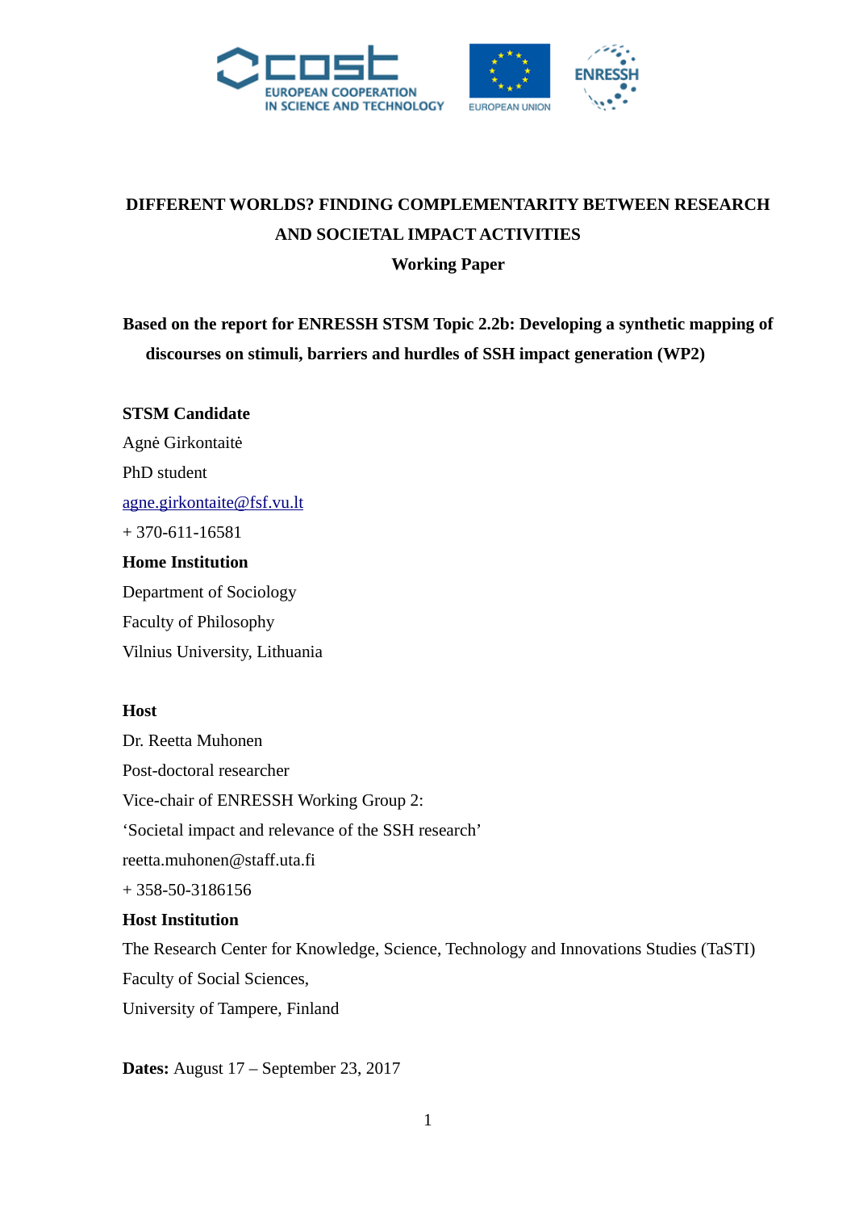# DIFFERENT WORLDS? FINDING COMPLEMENTARITY BETWEEN RESEARCH AND SOCIETAL IMPACT ACTIVITIES

**Working Paper**

**Based on the report for ENRESSH STSM Topic 2.2b: Developing a synthetic mapping of discourses on stimuli, barriers and hurdles of SSH impact generation (WP2)**

**STSM Candidate**

Agnė Girkontaitė

PhD student

agne.girkontaite@fsf.vu.lt

+ 370-611-16581

**Home Institution**

Department of Sociology

Faculty of Philosophy

Vilnius University, Lithuania

**Host**

Dr. Reetta Muhonen

Post-doctoral researcher

Vice-chair of ENRESSH Working Group 2:

'Societal impact and relevance of the SSH research'

reetta.muhonen@staff.uta.fi

+ 358-50-3186156

**Host Institution**

The Research Center for Knowledge, Science, Technology and Innovations Studies (TaSTI)

Faculty of Social Sciences,

University of Tampere, Finland

**Dates:** August 17 – September 23, 2017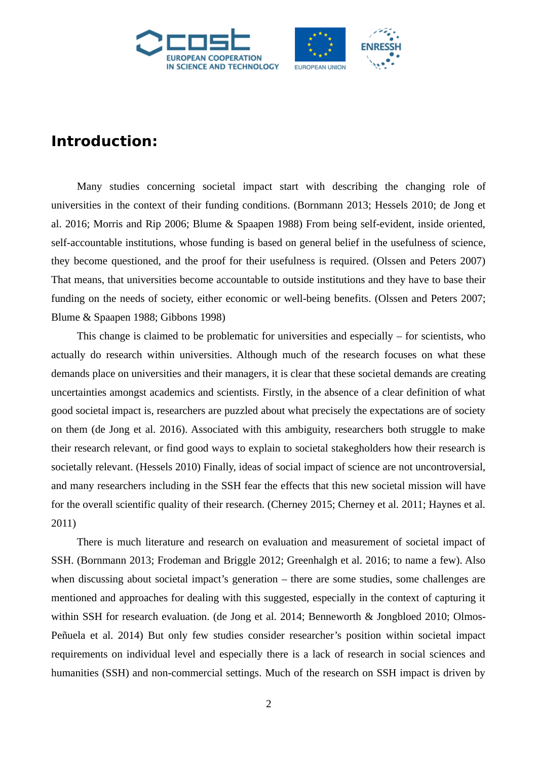## Introduction:

Many studies concerning societal impact start with describing the changing role of universities in the context of their funding conditions. (Bornmann 2013; Hessels 2010; de Jong et al. 2016; Morris and Rip 2006; Blume & Spaapen 1988) From being self-evident, inside oriented, self-accountable institutions, whose funding is based on general belief in the usefulness of science, they become questioned, and the proof for their usefulness is required. (Olssen and Peters 2007) That means, that universities become accountable to outside institutions and they have to base their funding on the needs of society, either economic or well-being benefits. (Olssen and Peters 2007; Blume & Spaapen 1988; Gibbons 1998)

This change is claimed to be problematic for universities and especially – for scientists, who actually do research within universities. Although much of the research focuses on what these demands place on universities and their managers, it is clear that these societal demands are creating uncertainties amongst academics and scientists. Firstly, in the absence of a clear definition of what good societal impact is, researchers are puzzled about what precisely the expectations are of society on them (de Jong et al. 2016). Associated with this ambiguity, researchers both struggle to make their research relevant, or find good ways to explain to societal stakegholders how their research is societally relevant. (Hessels 2010) Finally, ideas of social impact of science are not uncontroversial, and many researchers including in the SSH fear the effects that this new societal mission will have for the overall scientific quality of their research. (Cherney 2015; Cherney et al. 2011; Haynes et al. 2011)

There is much literature and research on evaluation and measurement of societal impact of SSH. (Bornmann 2013; Frodeman and Briggle 2012; Greenhalgh et al. 2016; to name a few). Also when discussing about societal impact's generation – there are some studies, some challenges are mentioned and approaches for dealing with this suggested, especially in the context of capturing it within SSH for research evaluation. (de Jong et al. 2014; Benneworth & Jongbloed 2010; Olmos-Peñuela et al. 2014) But only few studies consider researcher's position within societal impact requirements on individual level and especially there is a lack of research in social sciences and humanities (SSH) and non-commercial settings. Much of the research on SSH impact is driven by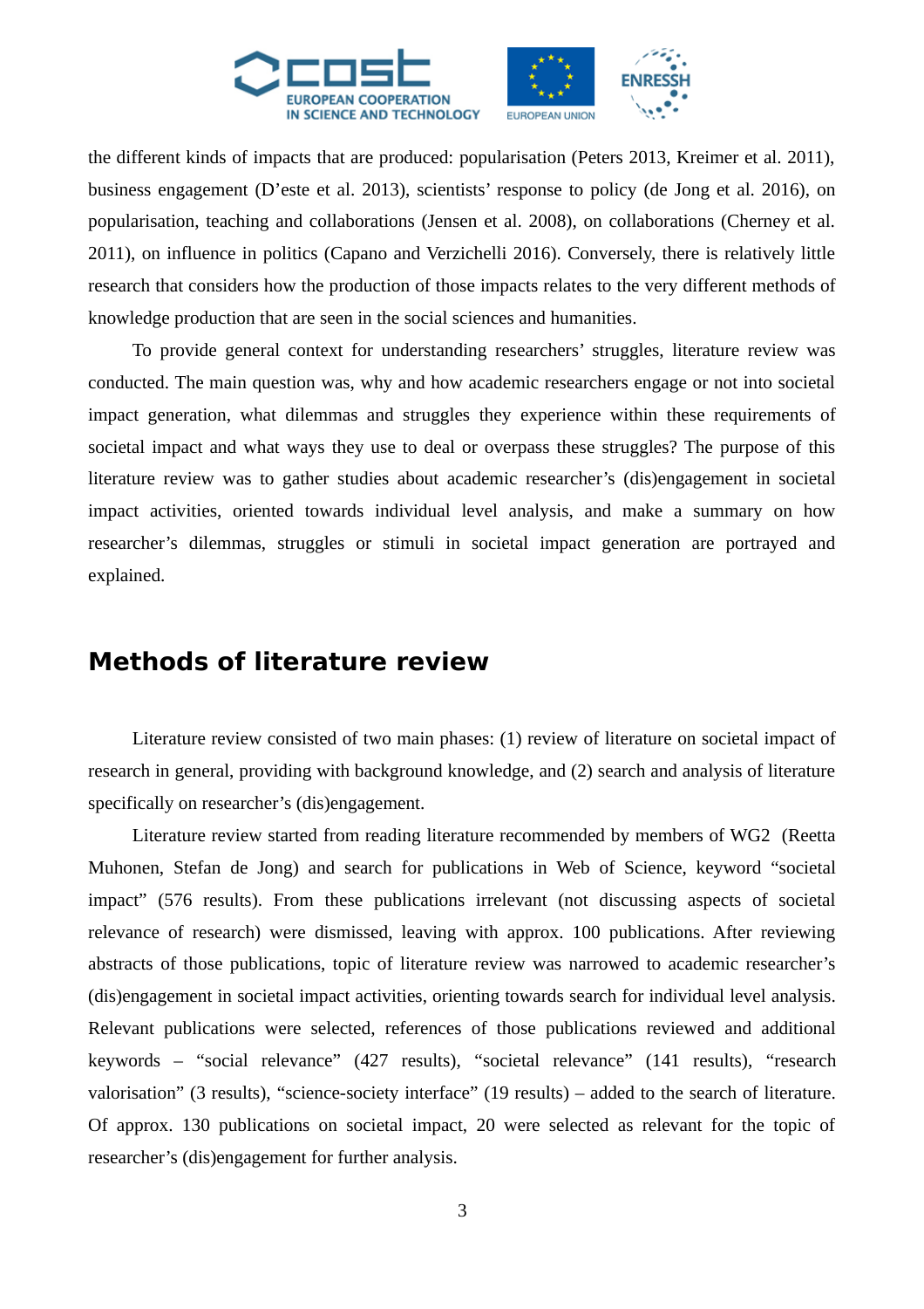the different kinds of impacts that are produced: popularisation (Peters 2013, Kreimer et al. 2011), business engagement (D'este et al. 2013), scientists' response to policy (de Jong et al. 2016), on popularisation, teaching and collaborations (Jensen et al. 2008), on collaborations (Cherney et al. 2011), on influence in politics (Capano and Verzichelli 2016). Conversely, there is relatively little research that considers how the production of those impacts relates to the very different methods of knowledge production that are seen in the social sciences and humanities.

To provide general context for understanding researchers' struggles, literature review was conducted. The main question was, why and how academic researchers engage or not into societal impact generation, what dilemmas and struggles they experience within these requirements of societal impact and what ways they use to deal or overpass these struggles? The purpose of this literature review was to gather studies about academic researcher's (dis)engagement in societal impact activities, oriented towards individual level analysis, and make a summary on how researcher's dilemmas, struggles or stimuli in societal impact generation are portrayed and explained.

## Methods of literature review

Literature review consisted of two main phases: (1) review of literature on societal impact of research in general, providing with background knowledge, and (2) search and analysis of literature specifically on researcher's (dis)engagement.

Literature review started from reading literature recommended by members of WG2 (Reetta Muhonen, Stefan de Jong) and search for publications in Web of Science, keyword "societal impact" (576 results). From these publications irrelevant (not discussing aspects of societal relevance of research) were dismissed, leaving with approx. 100 publications. After reviewing abstracts of those publications, topic of literature review was narrowed to academic researcher's (dis)engagement in societal impact activities, orienting towards search for individual level analysis. Relevant publications were selected, references of those publications reviewed and additional keywords – "social relevance" (427 results), "societal relevance" (141 results), "research valorisation" (3 results), "science-society interface" (19 results) – added to the search of literature. Of approx. 130 publications on societal impact, 20 were selected as relevant for the topic of researcher's (dis)engagement for further analysis.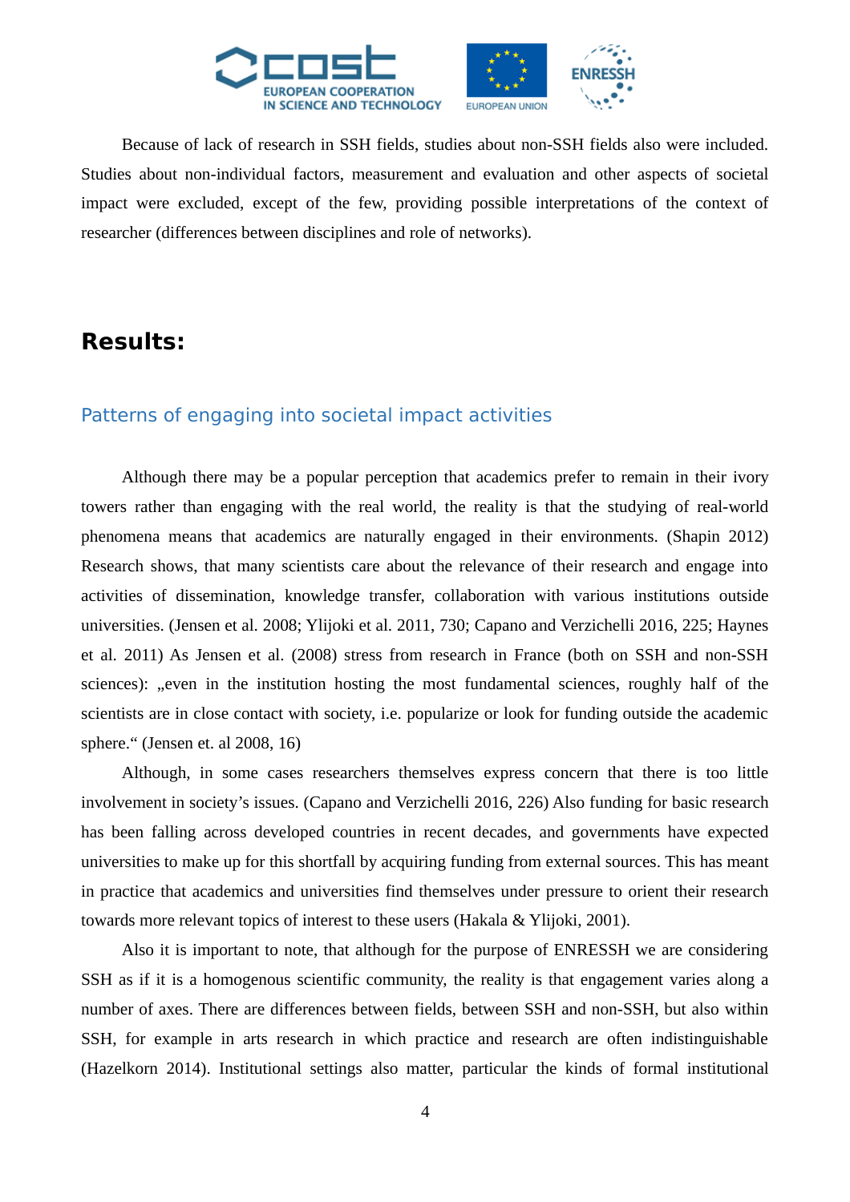Because of lack of research in SSH fields, studies about non-SSH fields also were included. Studies about non-individual factors, measurement and evaluation and other aspects of societal impact were excluded, except of the few, providing possible interpretations of the context of researcher (differences between disciplines and role of networks).

# Results:

## Patterns of engaging into societal impact activities

Although there may be a popular perception that academics prefer to remain in their ivory towers rather than engaging with the real world, the reality is that the studying of real-world phenomena means that academics are naturally engaged in their environments. (Shapin 2012) Research shows, that many scientists care about the relevance of their research and engage into activities of dissemination, knowledge transfer, collaboration with various institutions outside universities. (Jensen et al. 2008; Ylijoki et al. 2011, 730; Capano and Verzichelli 2016, 225; Haynes et al. 2011) As Jensen et al. (2008) stress from research in France (both on SSH and non-SSH sciences): „even in the institution hosting the most fundamental sciences, roughly half of the scientists are in close contact with society, i.e. popularize or look for funding outside the academic sphere.“ (Jensen et. al 2008, 16)

Although, in some cases researchers themselves express concern that there is too little involvement in society's issues. (Capano and Verzichelli 2016, 226) Also funding for basic research has been falling across developed countries in recent decades, and governments have expected universities to make up for this shortfall by acquiring funding from external sources. This has meant in practice that academics and universities find themselves under pressure to orient their research towards more relevant topics of interest to these users (Hakala & Ylijoki, 2001).

Also it is important to note, that although for the purpose of ENRESSH we are considering SSH as if it is a homogenous scientific community, the reality is that engagement varies along a number of axes. There are differences between fields, between SSH and non-SSH, but also within SSH, for example in arts research in which practice and research are often indistinguishable (Hazelkorn 2014). Institutional settings also matter, particular the kinds of formal institutional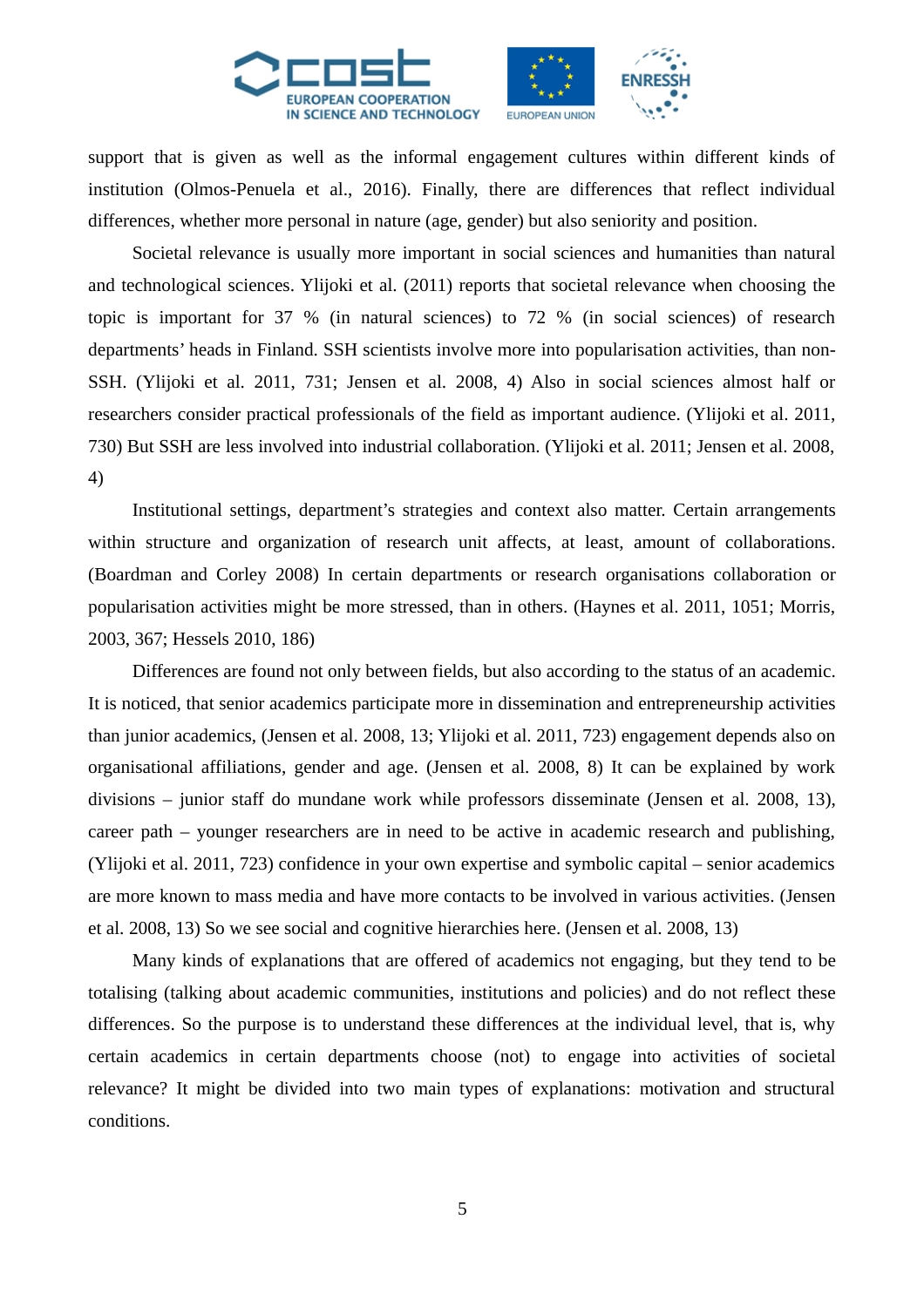support that is given as well as the informal engagement cultures within different kinds of institution (Olmos-Penuela et al., 2016). Finally, there are differences that reflect individual differences, whether more personal in nature (age, gender) but also seniority and position.

Societal relevance is usually more important in social sciences and humanities than natural and technological sciences. Ylijoki et al. (2011) reports that societal relevance when choosing the topic is important for 37 % (in natural sciences) to 72 % (in social sciences) of research departments' heads in Finland. SSH scientists involve more into popularisation activities, than non-SSH. (Ylijoki et al. 2011, 731; Jensen et al. 2008, 4) Also in social sciences almost half or researchers consider practical professionals of the field as important audience. (Ylijoki et al. 2011, 730) But SSH are less involved into industrial collaboration. (Ylijoki et al. 2011; Jensen et al. 2008, 4)

Institutional settings, department's strategies and context also matter. Certain arrangements within structure and organization of research unit affects, at least, amount of collaborations. (Boardman and Corley 2008) In certain departments or research organisations collaboration or popularisation activities might be more stressed, than in others. (Haynes et al. 2011, 1051; Morris, 2003, 367; Hessels 2010, 186)

Differences are found not only between fields, but also according to the status of an academic. It is noticed, that senior academics participate more in dissemination and entrepreneurship activities than junior academics, (Jensen et al. 2008, 13; Ylijoki et al. 2011, 723) engagement depends also on organisational affiliations, gender and age. (Jensen et al. 2008, 8) It can be explained by work divisions – junior staff do mundane work while professors disseminate (Jensen et al. 2008, 13), career path – younger researchers are in need to be active in academic research and publishing, (Ylijoki et al. 2011, 723) confidence in your own expertise and symbolic capital – senior academics are more known to mass media and have more contacts to be involved in various activities. (Jensen et al. 2008, 13) So we see social and cognitive hierarchies here. (Jensen et al. 2008, 13)

Many kinds of explanations that are offered of academics not engaging, but they tend to be totalising (talking about academic communities, institutions and policies) and do not reflect these differences. So the purpose is to understand these differences at the individual level, that is, why certain academics in certain departments choose (not) to engage into activities of societal relevance? It might be divided into two main types of explanations: motivation and structural conditions.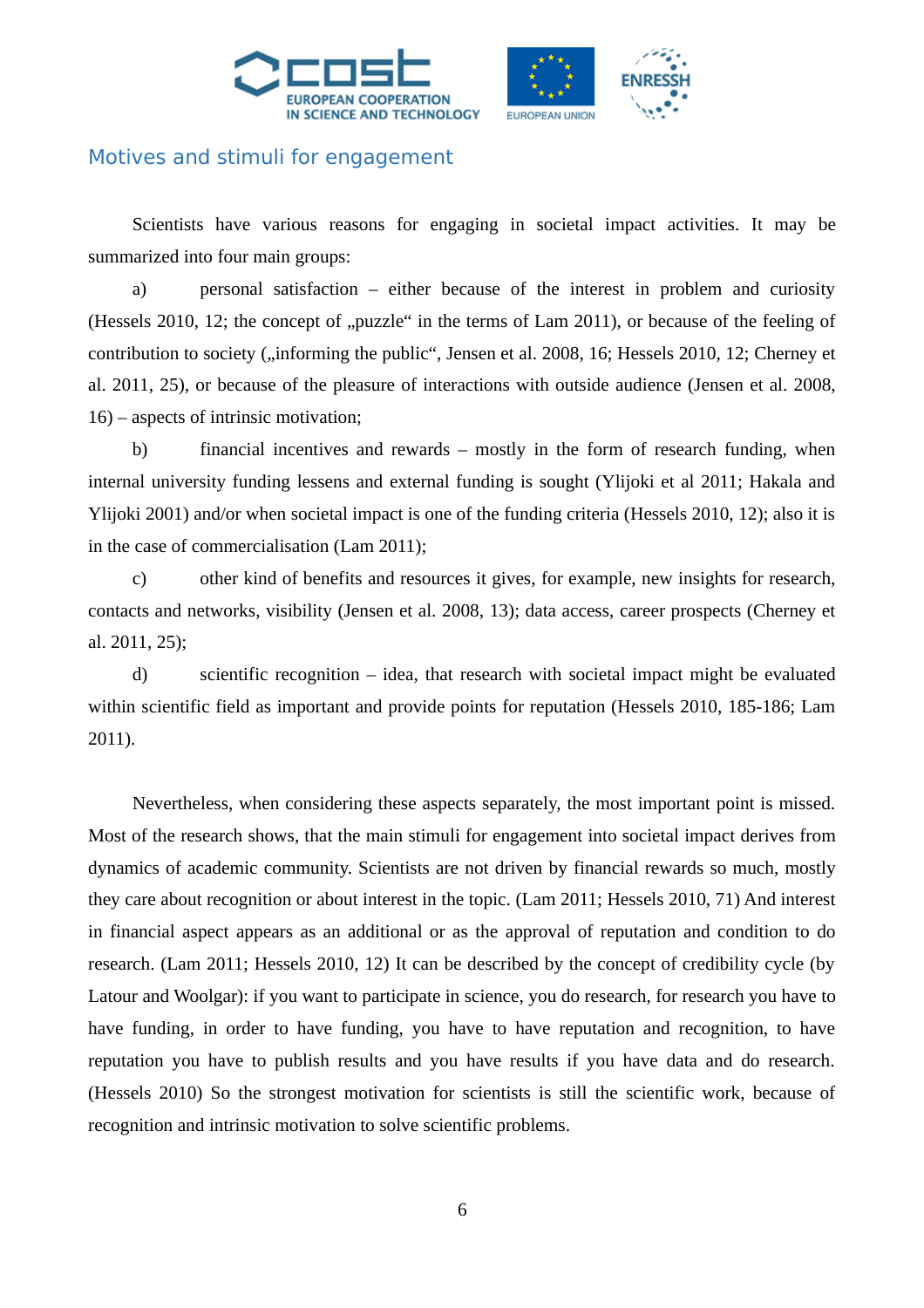## Motives and stimuli for engagement

Scientists have various reasons for engaging in societal impact activities. It may be summarized into four main groups:

a) personal satisfaction – either because of the interest in problem and curiosity (Hessels 2010, 12; the concept of „puzzle“ in the terms of Lam 2011), or because of the feeling of contribution to society („informing the public“, Jensen et al. 2008, 16; Hessels 2010, 12; Cherney et al. 2011, 25), or because of the pleasure of interactions with outside audience (Jensen et al. 2008, 16) – aspects of intrinsic motivation;

b) financial incentives and rewards – mostly in the form of research funding, when internal university funding lessens and external funding is sought (Ylijoki et al 2011; Hakala and Ylijoki 2001) and/or when societal impact is one of the funding criteria (Hessels 2010, 12); also it is in the case of commercialisation (Lam 2011);

c) other kind of benefits and resources it gives, for example, new insights for research, contacts and networks, visibility (Jensen et al. 2008, 13); data access, career prospects (Cherney et al. 2011, 25);

d) scientific recognition – idea, that research with societal impact might be evaluated within scientific field as important and provide points for reputation (Hessels 2010, 185-186; Lam 2011).

Nevertheless, when considering these aspects separately, the most important point is missed. Most of the research shows, that the main stimuli for engagement into societal impact derives from dynamics of academic community. Scientists are not driven by financial rewards so much, mostly they care about recognition or about interest in the topic. (Lam 2011; Hessels 2010, 71) And interest in financial aspect appears as an additional or as the approval of reputation and condition to do research. (Lam 2011; Hessels 2010, 12) It can be described by the concept of credibility cycle (by Latour and Woolgar): if you want to participate in science, you do research, for research you have to have funding, in order to have funding, you have to have reputation and recognition, to have reputation you have to publish results and you have results if you have data and do research. (Hessels 2010) So the strongest motivation for scientists is still the scientific work, because of recognition and intrinsic motivation to solve scientific problems.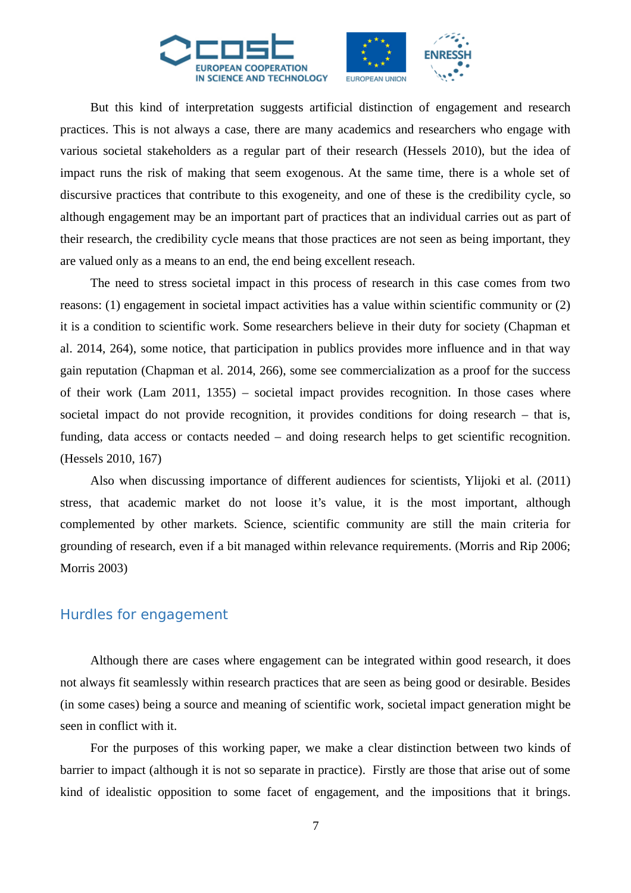But this kind of interpretation suggests artificial distinction of engagement and research practices. This is not always a case, there are many academics and researchers who engage with various societal stakeholders as a regular part of their research (Hessels 2010), but the idea of impact runs the risk of making that seem exogenous. At the same time, there is a whole set of discursive practices that contribute to this exogeneity, and one of these is the credibility cycle, so although engagement may be an important part of practices that an individual carries out as part of their research, the credibility cycle means that those practices are not seen as being important, they are valued only as a means to an end, the end being excellent reseach.

The need to stress societal impact in this process of research in this case comes from two reasons: (1) engagement in societal impact activities has a value within scientific community or (2) it is a condition to scientific work. Some researchers believe in their duty for society (Chapman et al. 2014, 264), some notice, that participation in publics provides more influence and in that way gain reputation (Chapman et al. 2014, 266), some see commercialization as a proof for the success of their work (Lam 2011, 1355) – societal impact provides recognition. In those cases where societal impact do not provide recognition, it provides conditions for doing research – that is, funding, data access or contacts needed – and doing research helps to get scientific recognition. (Hessels 2010, 167)

Also when discussing importance of different audiences for scientists, Ylijoki et al. (2011) stress, that academic market do not loose it's value, it is the most important, although complemented by other markets. Science, scientific community are still the main criteria for grounding of research, even if a bit managed within relevance requirements. (Morris and Rip 2006; Morris 2003)

## Hurdles for engagement

Although there are cases where engagement can be integrated within good research, it does not always fit seamlessly within research practices that are seen as being good or desirable. Besides (in some cases) being a source and meaning of scientific work, societal impact generation might be seen in conflict with it.

For the purposes of this working paper, we make a clear distinction between two kinds of barrier to impact (although it is not so separate in practice). Firstly are those that arise out of some kind of idealistic opposition to some facet of engagement, and the impositions that it brings.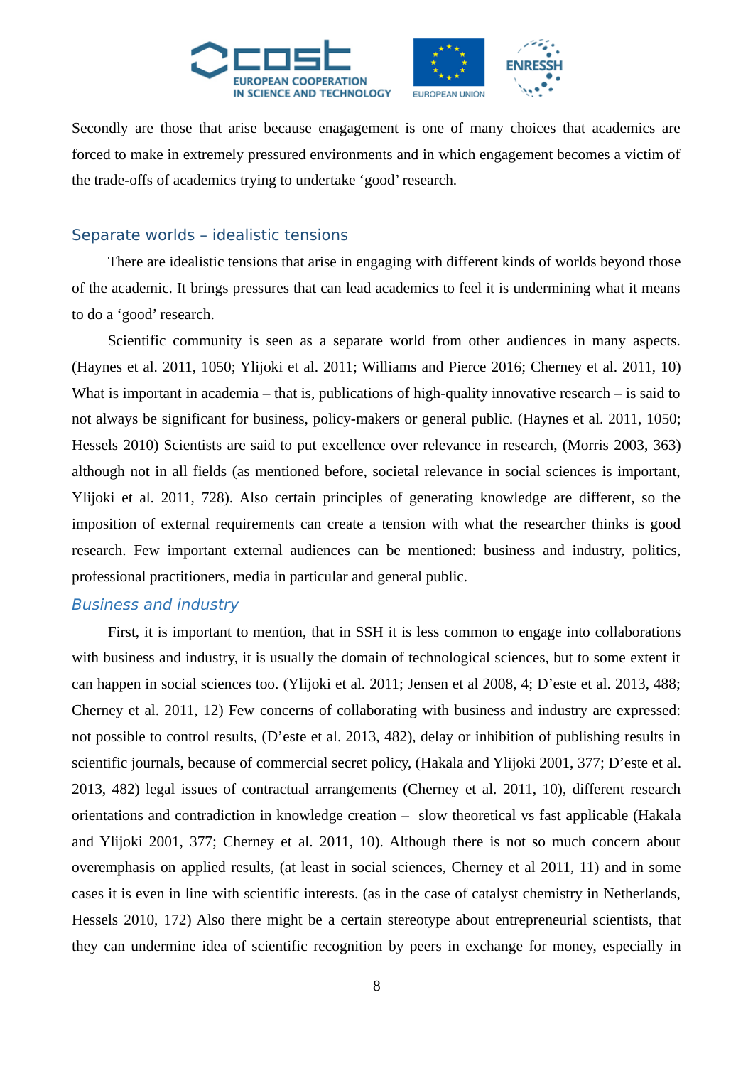Secondly are those that arise because enagagement is one of many choices that academics are forced to make in extremely pressured environments and in which engagement becomes a victim of the trade-offs of academics trying to undertake 'good' research.

## Separate worlds – idealistic tensions

There are idealistic tensions that arise in engaging with different kinds of worlds beyond those of the academic. It brings pressures that can lead academics to feel it is undermining what it means to do a 'good' research.

Scientific community is seen as a separate world from other audiences in many aspects. (Haynes et al. 2011, 1050; Ylijoki et al. 2011; Williams and Pierce 2016; Cherney et al. 2011, 10) What is important in academia – that is, publications of high-quality innovative research – is said to not always be significant for business, policy-makers or general public. (Haynes et al. 2011, 1050; Hessels 2010) Scientists are said to put excellence over relevance in research, (Morris 2003, 363) although not in all fields (as mentioned before, societal relevance in social sciences is important, Ylijoki et al. 2011, 728). Also certain principles of generating knowledge are different, so the imposition of external requirements can create a tension with what the researcher thinks is good research. Few important external audiences can be mentioned: business and industry, politics, professional practitioners, media in particular and general public.

### *Business and industry*

First, it is important to mention, that in SSH it is less common to engage into collaborations with business and industry, it is usually the domain of technological sciences, but to some extent it can happen in social sciences too. (Ylijoki et al. 2011; Jensen et al 2008, 4; D'este et al. 2013, 488; Cherney et al. 2011, 12) Few concerns of collaborating with business and industry are expressed: not possible to control results, (D'este et al. 2013, 482), delay or inhibition of publishing results in scientific journals, because of commercial secret policy, (Hakala and Ylijoki 2001, 377; D'este et al. 2013, 482) legal issues of contractual arrangements (Cherney et al. 2011, 10), different research orientations and contradiction in knowledge creation – slow theoretical vs fast applicable (Hakala and Ylijoki 2001, 377; Cherney et al. 2011, 10). Although there is not so much concern about overemphasis on applied results, (at least in social sciences, Cherney et al 2011, 11) and in some cases it is even in line with scientific interests. (as in the case of catalyst chemistry in Netherlands, Hessels 2010, 172) Also there might be a certain stereotype about entrepreneurial scientists, that they can undermine idea of scientific recognition by peers in exchange for money, especially in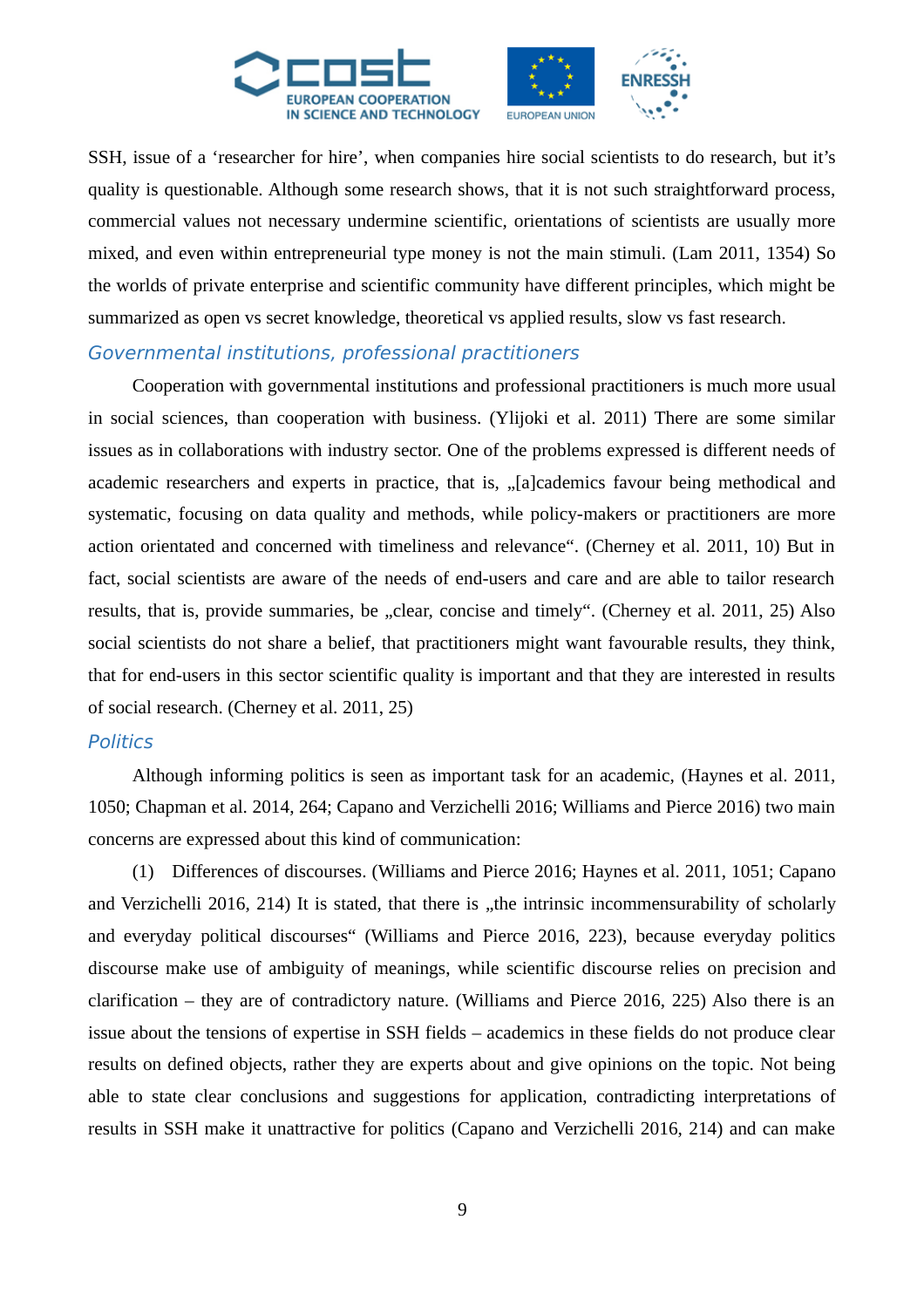SSH, issue of a 'researcher for hire', when companies hire social scientists to do research, but it's quality is questionable. Although some research shows, that it is not such straightforward process, commercial values not necessary undermine scientific, orientations of scientists are usually more mixed, and even within entrepreneurial type money is not the main stimuli. (Lam 2011, 1354) So the worlds of private enterprise and scientific community have different principles, which might be summarized as open vs secret knowledge, theoretical vs applied results, slow vs fast research.

### *Governmental institutions, professional practitioners*

Cooperation with governmental institutions and professional practitioners is much more usual in social sciences, than cooperation with business. (Ylijoki et al. 2011) There are some similar issues as in collaborations with industry sector. One of the problems expressed is different needs of academic researchers and experts in practice, that is, „[a]cademics favour being methodical and systematic, focusing on data quality and methods, while policy-makers or practitioners are more action orientated and concerned with timeliness and relevance". (Cherney et al. 2011, 10) But in fact, social scientists are aware of the needs of end-users and care and are able to tailor research results, that is, provide summaries, be „clear, concise and timely". (Cherney et al. 2011, 25) Also social scientists do not share a belief, that practitioners might want favourable results, they think, that for end-users in this sector scientific quality is important and that they are interested in results of social research. (Cherney et al. 2011, 25)

### *Politics*

Although informing politics is seen as important task for an academic, (Haynes et al. 2011, 1050; Chapman et al. 2014, 264; Capano and Verzichelli 2016; Williams and Pierce 2016) two main concerns are expressed about this kind of communication:

(1) Differences of discourses. (Williams and Pierce 2016; Haynes et al. 2011, 1051; Capano and Verzichelli 2016, 214) It is stated, that there is „the intrinsic incommensurability of scholarly and everyday political discourses" (Williams and Pierce 2016, 223), because everyday politics discourse make use of ambiguity of meanings, while scientific discourse relies on precision and clarification – they are of contradictory nature. (Williams and Pierce 2016, 225) Also there is an issue about the tensions of expertise in SSH fields – academics in these fields do not produce clear results on defined objects, rather they are experts about and give opinions on the topic. Not being able to state clear conclusions and suggestions for application, contradicting interpretations of results in SSH make it unattractive for politics (Capano and Verzichelli 2016, 214) and can make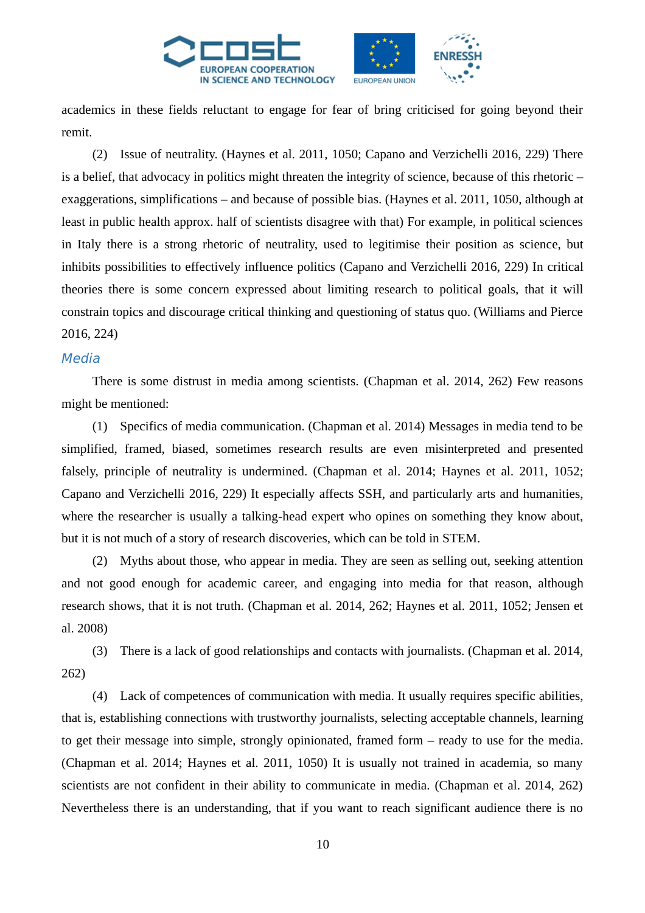academics in these fields reluctant to engage for fear of bring criticised for going beyond their remit.

(2) Issue of neutrality. (Haynes et al. 2011, 1050; Capano and Verzichelli 2016, 229) There is a belief, that advocacy in politics might threaten the integrity of science, because of this rhetoric – exaggerations, simplifications – and because of possible bias. (Haynes et al. 2011, 1050, although at least in public health approx. half of scientists disagree with that) For example, in political sciences in Italy there is a strong rhetoric of neutrality, used to legitimise their position as science, but inhibits possibilities to effectively influence politics (Capano and Verzichelli 2016, 229) In critical theories there is some concern expressed about limiting research to political goals, that it will constrain topics and discourage critical thinking and questioning of status quo. (Williams and Pierce 2016, 224)

### *Media*

There is some distrust in media among scientists. (Chapman et al. 2014, 262) Few reasons might be mentioned:

(1) Specifics of media communication. (Chapman et al. 2014) Messages in media tend to be simplified, framed, biased, sometimes research results are even misinterpreted and presented falsely, principle of neutrality is undermined. (Chapman et al. 2014; Haynes et al. 2011, 1052; Capano and Verzichelli 2016, 229) It especially affects SSH, and particularly arts and humanities, where the researcher is usually a talking-head expert who opines on something they know about, but it is not much of a story of research discoveries, which can be told in STEM.

(2) Myths about those, who appear in media. They are seen as selling out, seeking attention and not good enough for academic career, and engaging into media for that reason, although research shows, that it is not truth. (Chapman et al. 2014, 262; Haynes et al. 2011, 1052; Jensen et al. 2008)

(3) There is a lack of good relationships and contacts with journalists. (Chapman et al. 2014, 262)

(4) Lack of competences of communication with media. It usually requires specific abilities, that is, establishing connections with trustworthy journalists, selecting acceptable channels, learning to get their message into simple, strongly opinionated, framed form – ready to use for the media. (Chapman et al. 2014; Haynes et al. 2011, 1050) It is usually not trained in academia, so many scientists are not confident in their ability to communicate in media. (Chapman et al. 2014, 262) Nevertheless there is an understanding, that if you want to reach significant audience there is no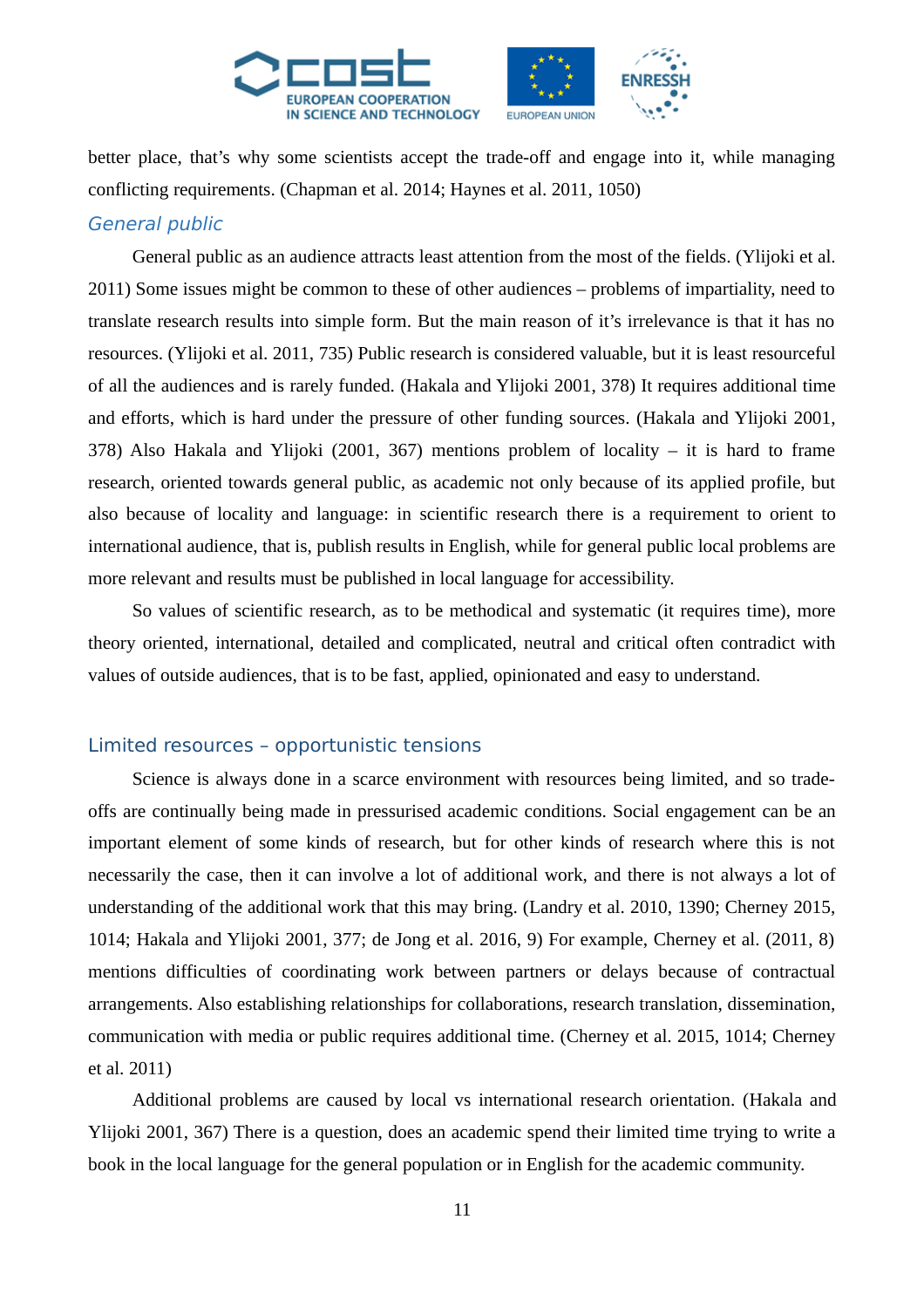better place, that's why some scientists accept the trade-off and engage into it, while managing conflicting requirements. (Chapman et al. 2014; Haynes et al. 2011, 1050)

### *General public*

General public as an audience attracts least attention from the most of the fields. (Ylijoki et al. 2011) Some issues might be common to these of other audiences – problems of impartiality, need to translate research results into simple form. But the main reason of it's irrelevance is that it has no resources. (Ylijoki et al. 2011, 735) Public research is considered valuable, but it is least resourceful of all the audiences and is rarely funded. (Hakala and Ylijoki 2001, 378) It requires additional time and efforts, which is hard under the pressure of other funding sources. (Hakala and Ylijoki 2001, 378) Also Hakala and Ylijoki (2001, 367) mentions problem of locality – it is hard to frame research, oriented towards general public, as academic not only because of its applied profile, but also because of locality and language: in scientific research there is a requirement to orient to international audience, that is, publish results in English, while for general public local problems are more relevant and results must be published in local language for accessibility.

So values of scientific research, as to be methodical and systematic (it requires time), more theory oriented, international, detailed and complicated, neutral and critical often contradict with values of outside audiences, that is to be fast, applied, opinionated and easy to understand.

## Limited resources – opportunistic tensions

Science is always done in a scarce environment with resources being limited, and so trade-offs are continually being made in pressurised academic conditions. Social engagement can be an important element of some kinds of research, but for other kinds of research where this is not necessarily the case, then it can involve a lot of additional work, and there is not always a lot of understanding of the additional work that this may bring. (Landry et al. 2010, 1390; Cherney 2015, 1014; Hakala and Ylijoki 2001, 377; de Jong et al. 2016, 9) For example, Cherney et al. (2011, 8) mentions difficulties of coordinating work between partners or delays because of contractual arrangements. Also establishing relationships for collaborations, research translation, dissemination, communication with media or public requires additional time. (Cherney et al. 2015, 1014; Cherney et al. 2011)

Additional problems are caused by local vs international research orientation. (Hakala and Ylijoki 2001, 367) There is a question, does an academic spend their limited time trying to write a book in the local language for the general population or in English for the academic community.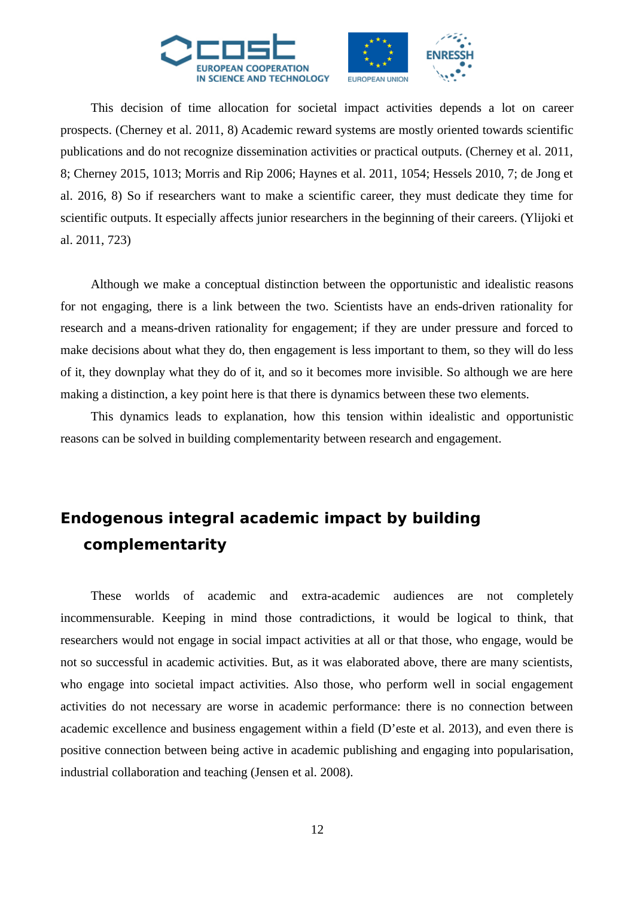This decision of time allocation for societal impact activities depends a lot on career prospects. (Cherney et al. 2011, 8) Academic reward systems are mostly oriented towards scientific publications and do not recognize dissemination activities or practical outputs. (Cherney et al. 2011, 8; Cherney 2015, 1013; Morris and Rip 2006; Haynes et al. 2011, 1054; Hessels 2010, 7; de Jong et al. 2016, 8) So if researchers want to make a scientific career, they must dedicate they time for scientific outputs. It especially affects junior researchers in the beginning of their careers. (Ylijoki et al. 2011, 723)

Although we make a conceptual distinction between the opportunistic and idealistic reasons for not engaging, there is a link between the two. Scientists have an ends-driven rationality for research and a means-driven rationality for engagement; if they are under pressure and forced to make decisions about what they do, then engagement is less important to them, so they will do less of it, they downplay what they do of it, and so it becomes more invisible. So although we are here making a distinction, a key point here is that there is dynamics between these two elements.

This dynamics leads to explanation, how this tension within idealistic and opportunistic reasons can be solved in building complementarity between research and engagement.

## Endogenous integral academic impact by building complementarity

These worlds of academic and extra-academic audiences are not completely incommensurable. Keeping in mind those contradictions, it would be logical to think, that researchers would not engage in social impact activities at all or that those, who engage, would be not so successful in academic activities. But, as it was elaborated above, there are many scientists, who engage into societal impact activities. Also those, who perform well in social engagement activities do not necessary are worse in academic performance: there is no connection between academic excellence and business engagement within a field (D'este et al. 2013), and even there is positive connection between being active in academic publishing and engaging into popularisation, industrial collaboration and teaching (Jensen et al. 2008).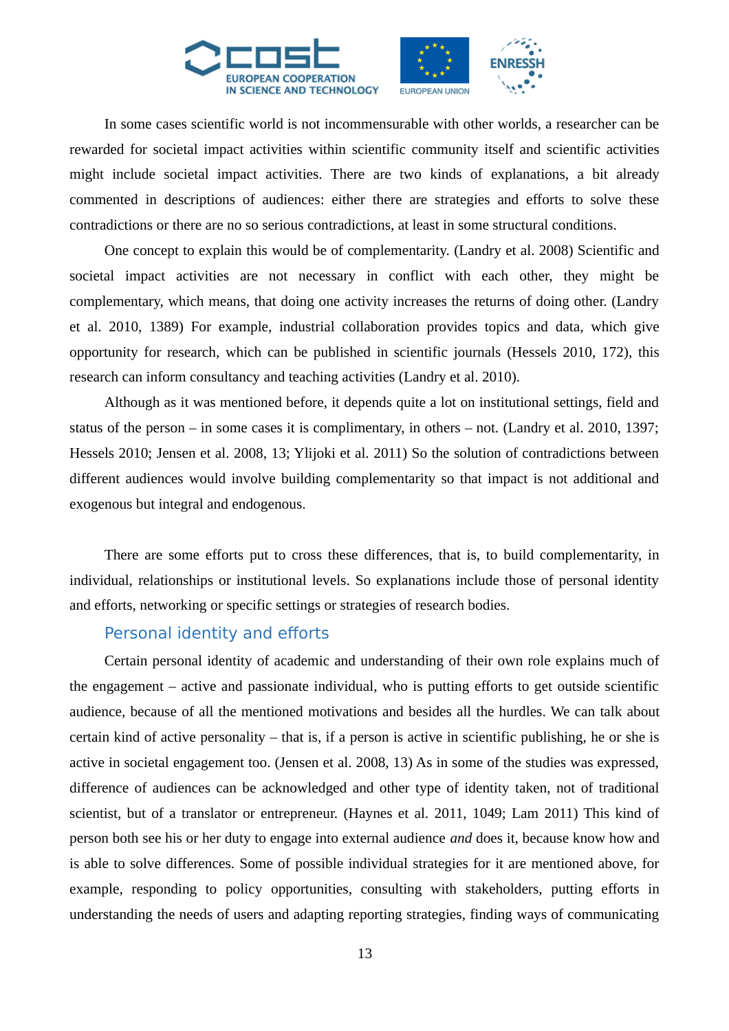In some cases scientific world is not incommensurable with other worlds, a researcher can be rewarded for societal impact activities within scientific community itself and scientific activities might include societal impact activities. There are two kinds of explanations, a bit already commented in descriptions of audiences: either there are strategies and efforts to solve these contradictions or there are no so serious contradictions, at least in some structural conditions.

One concept to explain this would be of complementarity. (Landry et al. 2008) Scientific and societal impact activities are not necessary in conflict with each other, they might be complementary, which means, that doing one activity increases the returns of doing other. (Landry et al. 2010, 1389) For example, industrial collaboration provides topics and data, which give opportunity for research, which can be published in scientific journals (Hessels 2010, 172), this research can inform consultancy and teaching activities (Landry et al. 2010).

Although as it was mentioned before, it depends quite a lot on institutional settings, field and status of the person – in some cases it is complimentary, in others – not. (Landry et al. 2010, 1397; Hessels 2010; Jensen et al. 2008, 13; Ylijoki et al. 2011) So the solution of contradictions between different audiences would involve building complementarity so that impact is not additional and exogenous but integral and endogenous.

There are some efforts put to cross these differences, that is, to build complementarity, in individual, relationships or institutional levels. So explanations include those of personal identity and efforts, networking or specific settings or strategies of research bodies.

## Personal identity and efforts

Certain personal identity of academic and understanding of their own role explains much of the engagement – active and passionate individual, who is putting efforts to get outside scientific audience, because of all the mentioned motivations and besides all the hurdles. We can talk about certain kind of active personality – that is, if a person is active in scientific publishing, he or she is active in societal engagement too. (Jensen et al. 2008, 13) As in some of the studies was expressed, difference of audiences can be acknowledged and other type of identity taken, not of traditional scientist, but of a translator or entrepreneur. (Haynes et al. 2011, 1049; Lam 2011) This kind of person both see his or her duty to engage into external audience *and* does it, because know how and is able to solve differences. Some of possible individual strategies for it are mentioned above, for example, responding to policy opportunities, consulting with stakeholders, putting efforts in understanding the needs of users and adapting reporting strategies, finding ways of communicating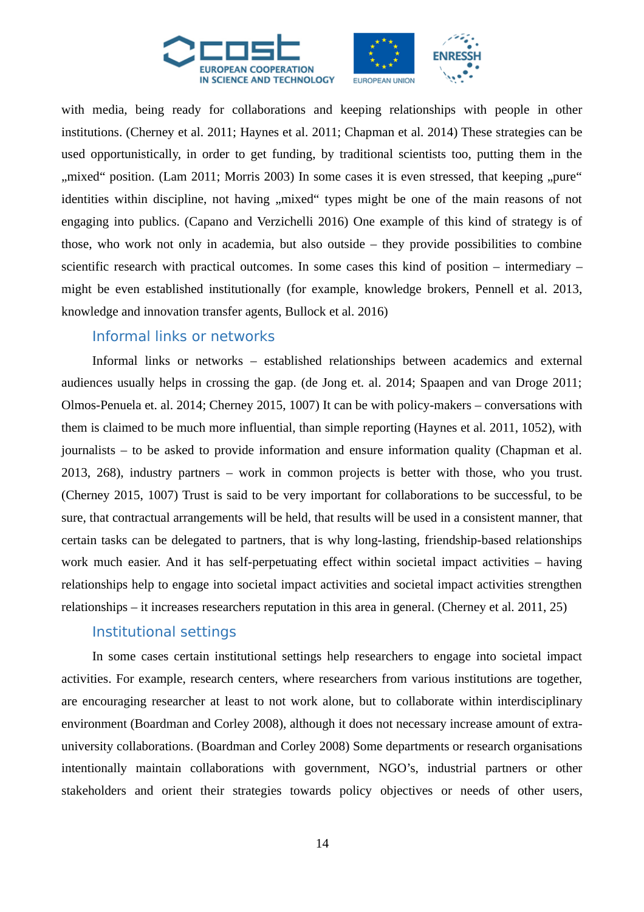with media, being ready for collaborations and keeping relationships with people in other institutions. (Cherney et al. 2011; Haynes et al. 2011; Chapman et al. 2014) These strategies can be used opportunistically, in order to get funding, by traditional scientists too, putting them in the „mixed“ position. (Lam 2011; Morris 2003) In some cases it is even stressed, that keeping „pure“ identities within discipline, not having „mixed“ types might be one of the main reasons of not engaging into publics. (Capano and Verzichelli 2016) One example of this kind of strategy is of those, who work not only in academia, but also outside – they provide possibilities to combine scientific research with practical outcomes. In some cases this kind of position – intermediary – might be even established institutionally (for example, knowledge brokers, Pennell et al. 2013, knowledge and innovation transfer agents, Bullock et al. 2016)

### Informal links or networks

Informal links or networks – established relationships between academics and external audiences usually helps in crossing the gap. (de Jong et. al. 2014; Spaapen and van Droge 2011; Olmos-Penuela et. al. 2014; Cherney 2015, 1007) It can be with policy-makers – conversations with them is claimed to be much more influential, than simple reporting (Haynes et al. 2011, 1052), with journalists – to be asked to provide information and ensure information quality (Chapman et al. 2013, 268), industry partners – work in common projects is better with those, who you trust. (Cherney 2015, 1007) Trust is said to be very important for collaborations to be successful, to be sure, that contractual arrangements will be held, that results will be used in a consistent manner, that certain tasks can be delegated to partners, that is why long-lasting, friendship-based relationships work much easier. And it has self-perpetuating effect within societal impact activities – having relationships help to engage into societal impact activities and societal impact activities strengthen relationships – it increases researchers reputation in this area in general. (Cherney et al. 2011, 25)

### Institutional settings

In some cases certain institutional settings help researchers to engage into societal impact activities. For example, research centers, where researchers from various institutions are together, are encouraging researcher at least to not work alone, but to collaborate within interdisciplinary environment (Boardman and Corley 2008), although it does not necessary increase amount of extra-university collaborations. (Boardman and Corley 2008) Some departments or research organisations intentionally maintain collaborations with government, NGO's, industrial partners or other stakeholders and orient their strategies towards policy objectives or needs of other users,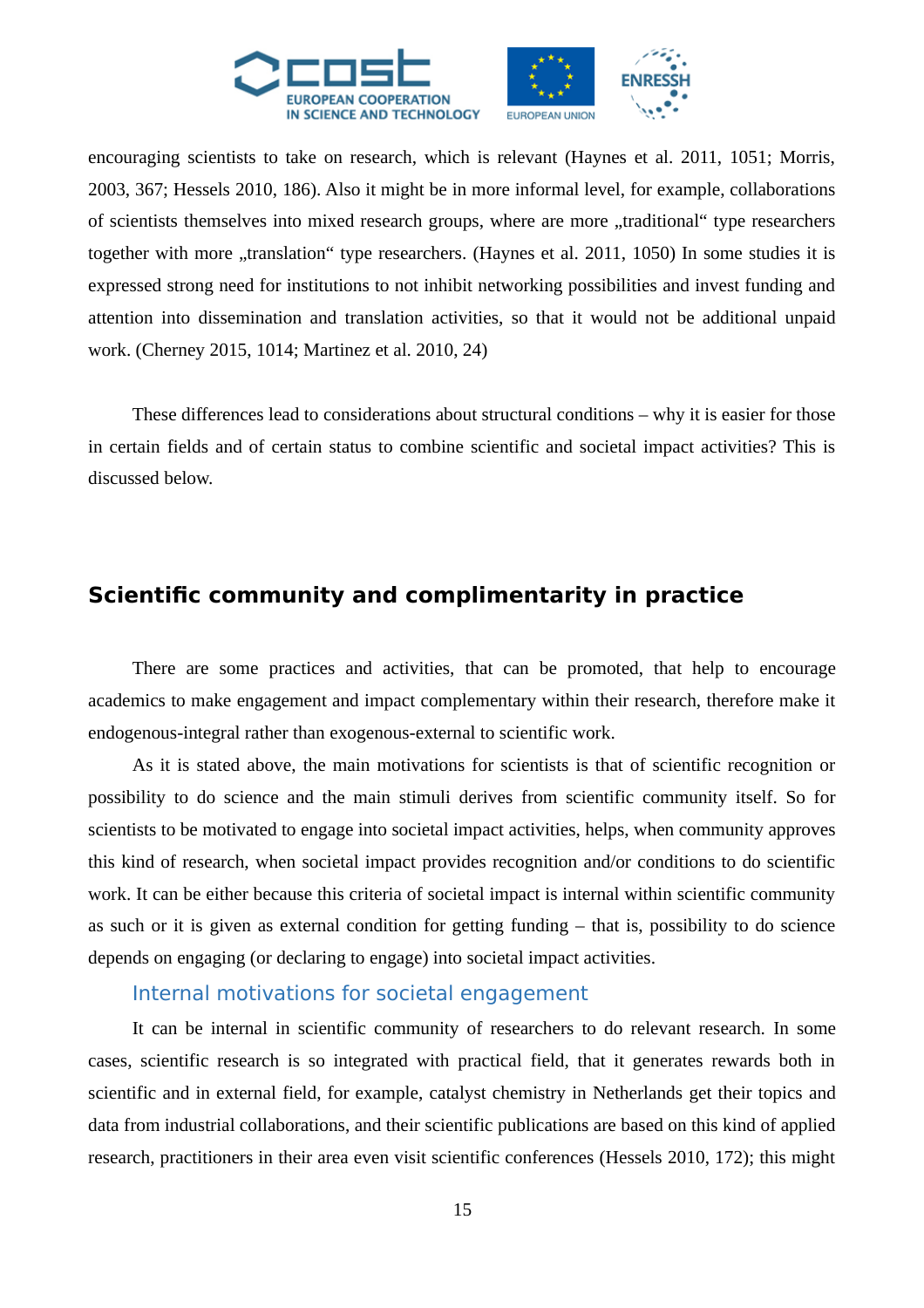encouraging scientists to take on research, which is relevant (Haynes et al. 2011, 1051; Morris, 2003, 367; Hessels 2010, 186). Also it might be in more informal level, for example, collaborations of scientists themselves into mixed research groups, where are more „traditional" type researchers together with more „translation" type researchers. (Haynes et al. 2011, 1050) In some studies it is expressed strong need for institutions to not inhibit networking possibilities and invest funding and attention into dissemination and translation activities, so that it would not be additional unpaid work. (Cherney 2015, 1014; Martinez et al. 2010, 24)

These differences lead to considerations about structural conditions – why it is easier for those in certain fields and of certain status to combine scientific and societal impact activities? This is discussed below.

## Scientific community and complimentarity in practice

There are some practices and activities, that can be promoted, that help to encourage academics to make engagement and impact complementary within their research, therefore make it endogenous-integral rather than exogenous-external to scientific work.

As it is stated above, the main motivations for scientists is that of scientific recognition or possibility to do science and the main stimuli derives from scientific community itself. So for scientists to be motivated to engage into societal impact activities, helps, when community approves this kind of research, when societal impact provides recognition and/or conditions to do scientific work. It can be either because this criteria of societal impact is internal within scientific community as such or it is given as external condition for getting funding – that is, possibility to do science depends on engaging (or declaring to engage) into societal impact activities.

### Internal motivations for societal engagement

It can be internal in scientific community of researchers to do relevant research. In some cases, scientific research is so integrated with practical field, that it generates rewards both in scientific and in external field, for example, catalyst chemistry in Netherlands get their topics and data from industrial collaborations, and their scientific publications are based on this kind of applied research, practitioners in their area even visit scientific conferences (Hessels 2010, 172); this might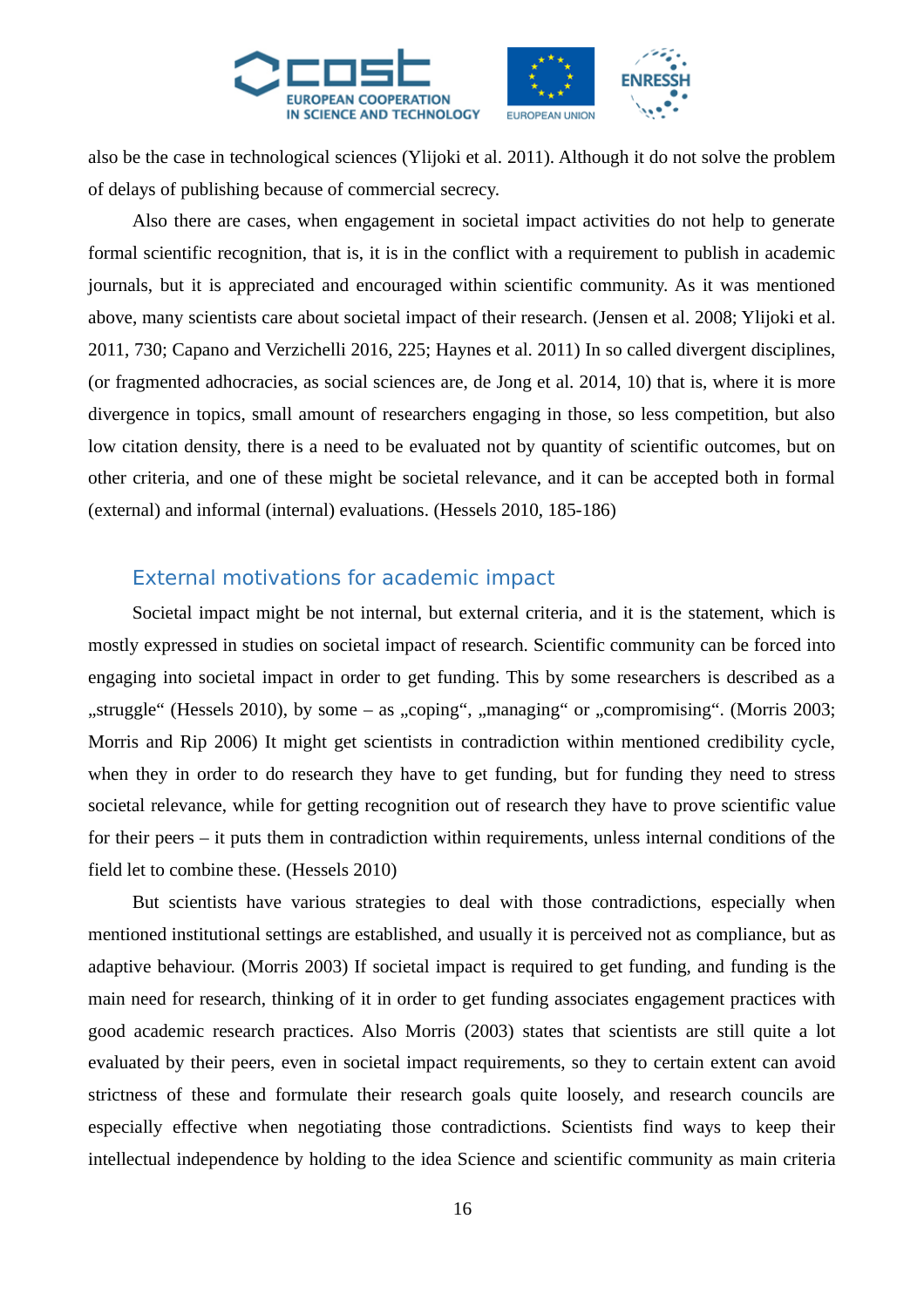also be the case in technological sciences (Ylijoki et al. 2011). Although it do not solve the problem of delays of publishing because of commercial secrecy.

Also there are cases, when engagement in societal impact activities do not help to generate formal scientific recognition, that is, it is in the conflict with a requirement to publish in academic journals, but it is appreciated and encouraged within scientific community. As it was mentioned above, many scientists care about societal impact of their research. (Jensen et al. 2008; Ylijoki et al. 2011, 730; Capano and Verzichelli 2016, 225; Haynes et al. 2011) In so called divergent disciplines, (or fragmented adhocracies, as social sciences are, de Jong et al. 2014, 10) that is, where it is more divergence in topics, small amount of researchers engaging in those, so less competition, but also low citation density, there is a need to be evaluated not by quantity of scientific outcomes, but on other criteria, and one of these might be societal relevance, and it can be accepted both in formal (external) and informal (internal) evaluations. (Hessels 2010, 185-186)

## External motivations for academic impact

Societal impact might be not internal, but external criteria, and it is the statement, which is mostly expressed in studies on societal impact of research. Scientific community can be forced into engaging into societal impact in order to get funding. This by some researchers is described as a „struggle“ (Hessels 2010), by some – as „coping“, „managing“ or „compromising“. (Morris 2003; Morris and Rip 2006) It might get scientists in contradiction within mentioned credibility cycle, when they in order to do research they have to get funding, but for funding they need to stress societal relevance, while for getting recognition out of research they have to prove scientific value for their peers – it puts them in contradiction within requirements, unless internal conditions of the field let to combine these. (Hessels 2010)

But scientists have various strategies to deal with those contradictions, especially when mentioned institutional settings are established, and usually it is perceived not as compliance, but as adaptive behaviour. (Morris 2003) If societal impact is required to get funding, and funding is the main need for research, thinking of it in order to get funding associates engagement practices with good academic research practices. Also Morris (2003) states that scientists are still quite a lot evaluated by their peers, even in societal impact requirements, so they to certain extent can avoid strictness of these and formulate their research goals quite loosely, and research councils are especially effective when negotiating those contradictions. Scientists find ways to keep their intellectual independence by holding to the idea Science and scientific community as main criteria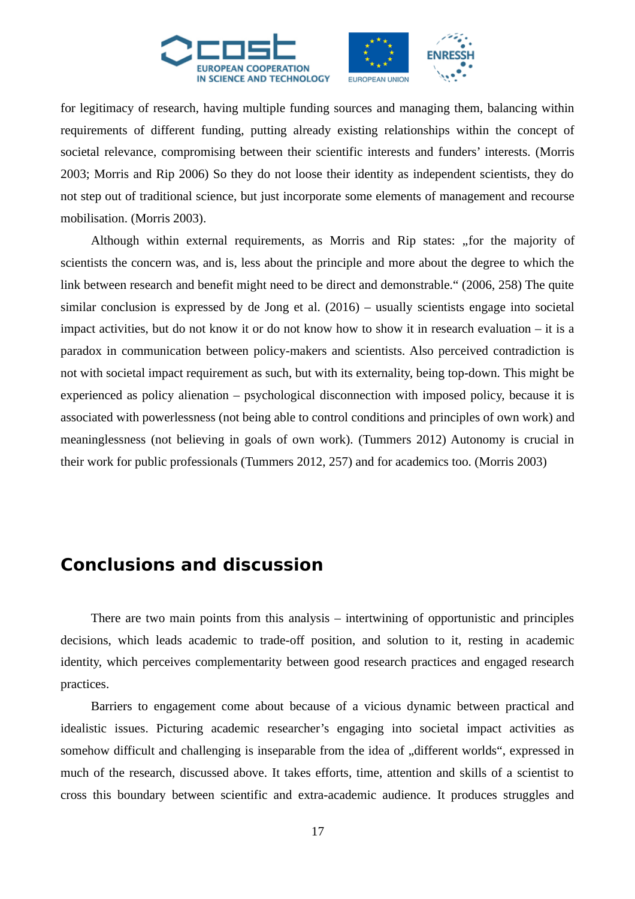for legitimacy of research, having multiple funding sources and managing them, balancing within requirements of different funding, putting already existing relationships within the concept of societal relevance, compromising between their scientific interests and funders' interests. (Morris 2003; Morris and Rip 2006) So they do not loose their identity as independent scientists, they do not step out of traditional science, but just incorporate some elements of management and recourse mobilisation. (Morris 2003).

Although within external requirements, as Morris and Rip states: „for the majority of scientists the concern was, and is, less about the principle and more about the degree to which the link between research and benefit might need to be direct and demonstrable." (2006, 258) The quite similar conclusion is expressed by de Jong et al. (2016) – usually scientists engage into societal impact activities, but do not know it or do not know how to show it in research evaluation – it is a paradox in communication between policy-makers and scientists. Also perceived contradiction is not with societal impact requirement as such, but with its externality, being top-down. This might be experienced as policy alienation – psychological disconnection with imposed policy, because it is associated with powerlessness (not being able to control conditions and principles of own work) and meaninglessness (not believing in goals of own work). (Tummers 2012) Autonomy is crucial in their work for public professionals (Tummers 2012, 257) and for academics too. (Morris 2003)

## Conclusions and discussion

There are two main points from this analysis – intertwining of opportunistic and principles decisions, which leads academic to trade-off position, and solution to it, resting in academic identity, which perceives complementarity between good research practices and engaged research practices.

Barriers to engagement come about because of a vicious dynamic between practical and idealistic issues. Picturing academic researcher's engaging into societal impact activities as somehow difficult and challenging is inseparable from the idea of „different worlds", expressed in much of the research, discussed above. It takes efforts, time, attention and skills of a scientist to cross this boundary between scientific and extra-academic audience. It produces struggles and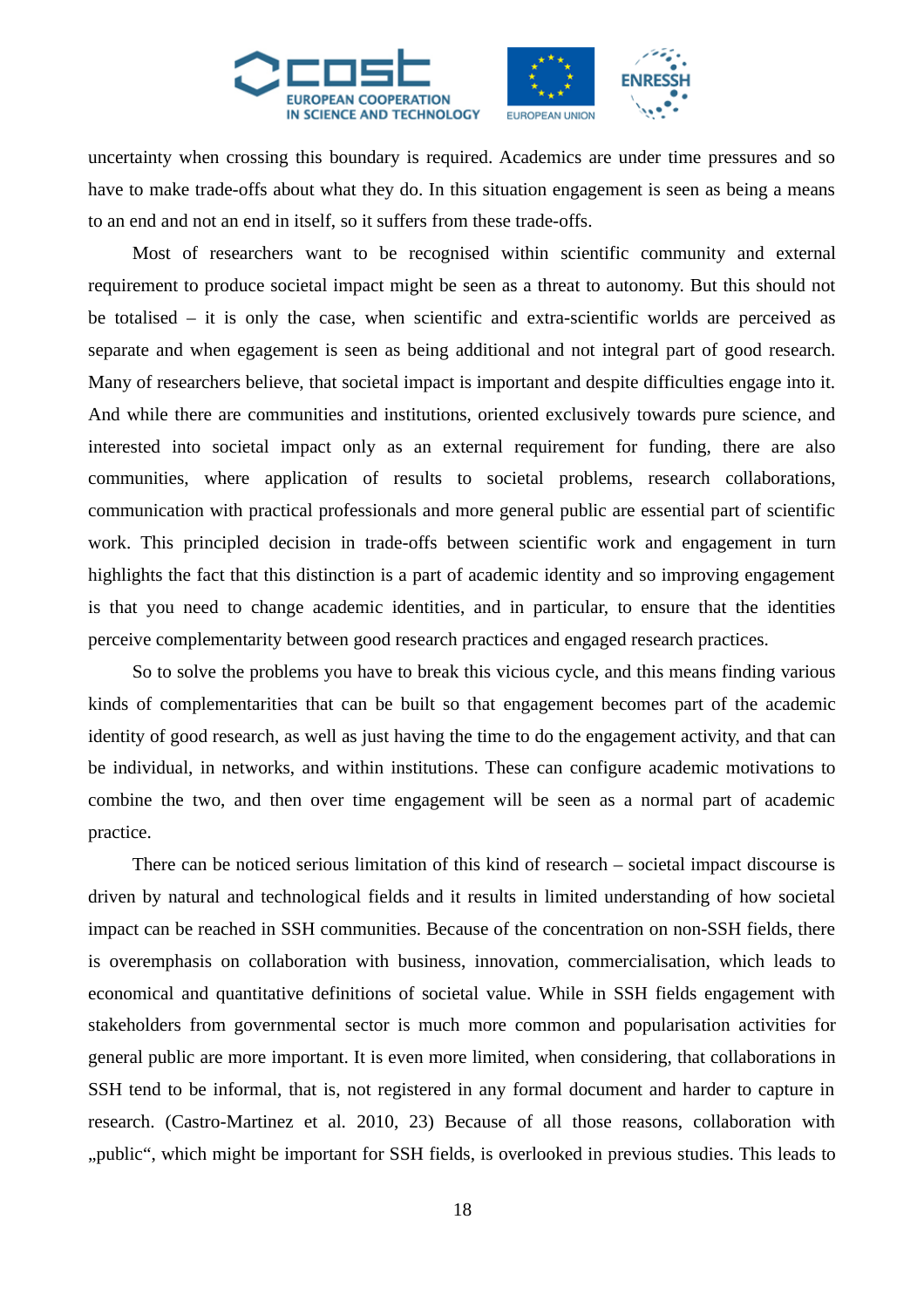uncertainty when crossing this boundary is required. Academics are under time pressures and so have to make trade-offs about what they do. In this situation engagement is seen as being a means to an end and not an end in itself, so it suffers from these trade-offs.

Most of researchers want to be recognised within scientific community and external requirement to produce societal impact might be seen as a threat to autonomy. But this should not be totalised – it is only the case, when scientific and extra-scientific worlds are perceived as separate and when egagement is seen as being additional and not integral part of good research. Many of researchers believe, that societal impact is important and despite difficulties engage into it. And while there are communities and institutions, oriented exclusively towards pure science, and interested into societal impact only as an external requirement for funding, there are also communities, where application of results to societal problems, research collaborations, communication with practical professionals and more general public are essential part of scientific work. This principled decision in trade-offs between scientific work and engagement in turn highlights the fact that this distinction is a part of academic identity and so improving engagement is that you need to change academic identities, and in particular, to ensure that the identities perceive complementarity between good research practices and engaged research practices.

So to solve the problems you have to break this vicious cycle, and this means finding various kinds of complementarities that can be built so that engagement becomes part of the academic identity of good research, as well as just having the time to do the engagement activity, and that can be individual, in networks, and within institutions. These can configure academic motivations to combine the two, and then over time engagement will be seen as a normal part of academic practice.

There can be noticed serious limitation of this kind of research – societal impact discourse is driven by natural and technological fields and it results in limited understanding of how societal impact can be reached in SSH communities. Because of the concentration on non-SSH fields, there is overemphasis on collaboration with business, innovation, commercialisation, which leads to economical and quantitative definitions of societal value. While in SSH fields engagement with stakeholders from governmental sector is much more common and popularisation activities for general public are more important. It is even more limited, when considering, that collaborations in SSH tend to be informal, that is, not registered in any formal document and harder to capture in research. (Castro-Martinez et al. 2010, 23) Because of all those reasons, collaboration with „public“, which might be important for SSH fields, is overlooked in previous studies. This leads to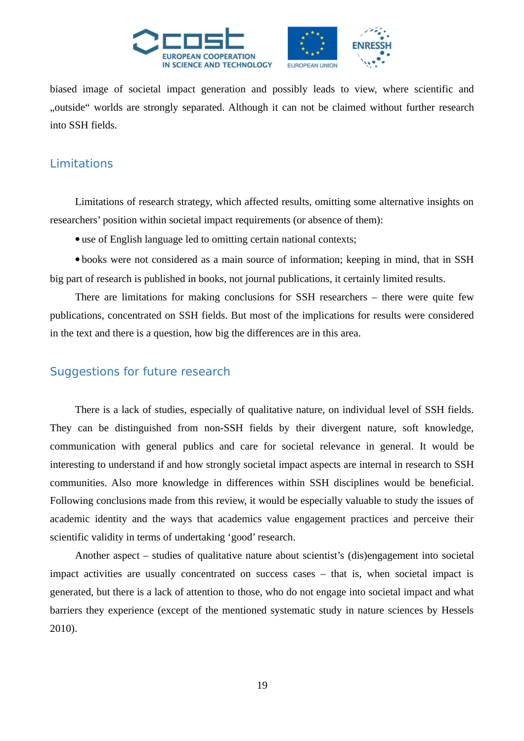biased image of societal impact generation and possibly leads to view, where scientific and „outside“ worlds are strongly separated. Although it can not be claimed without further research into SSH fields.

## Limitations

Limitations of research strategy, which affected results, omitting some alternative insights on researchers' position within societal impact requirements (or absence of them):

- use of English language led to omitting certain national contexts;
- books were not considered as a main source of information; keeping in mind, that in SSH big part of research is published in books, not journal publications, it certainly limited results.

There are limitations for making conclusions for SSH researchers – there were quite few publications, concentrated on SSH fields. But most of the implications for results were considered in the text and there is a question, how big the differences are in this area.

## Suggestions for future research

There is a lack of studies, especially of qualitative nature, on individual level of SSH fields. They can be distinguished from non-SSH fields by their divergent nature, soft knowledge, communication with general publics and care for societal relevance in general. It would be interesting to understand if and how strongly societal impact aspects are internal in research to SSH communities. Also more knowledge in differences within SSH disciplines would be beneficial. Following conclusions made from this review, it would be especially valuable to study the issues of academic identity and the ways that academics value engagement practices and perceive their scientific validity in terms of undertaking 'good' research.

Another aspect – studies of qualitative nature about scientist's (dis)engagement into societal impact activities are usually concentrated on success cases – that is, when societal impact is generated, but there is a lack of attention to those, who do not engage into societal impact and what barriers they experience (except of the mentioned systematic study in nature sciences by Hessels 2010).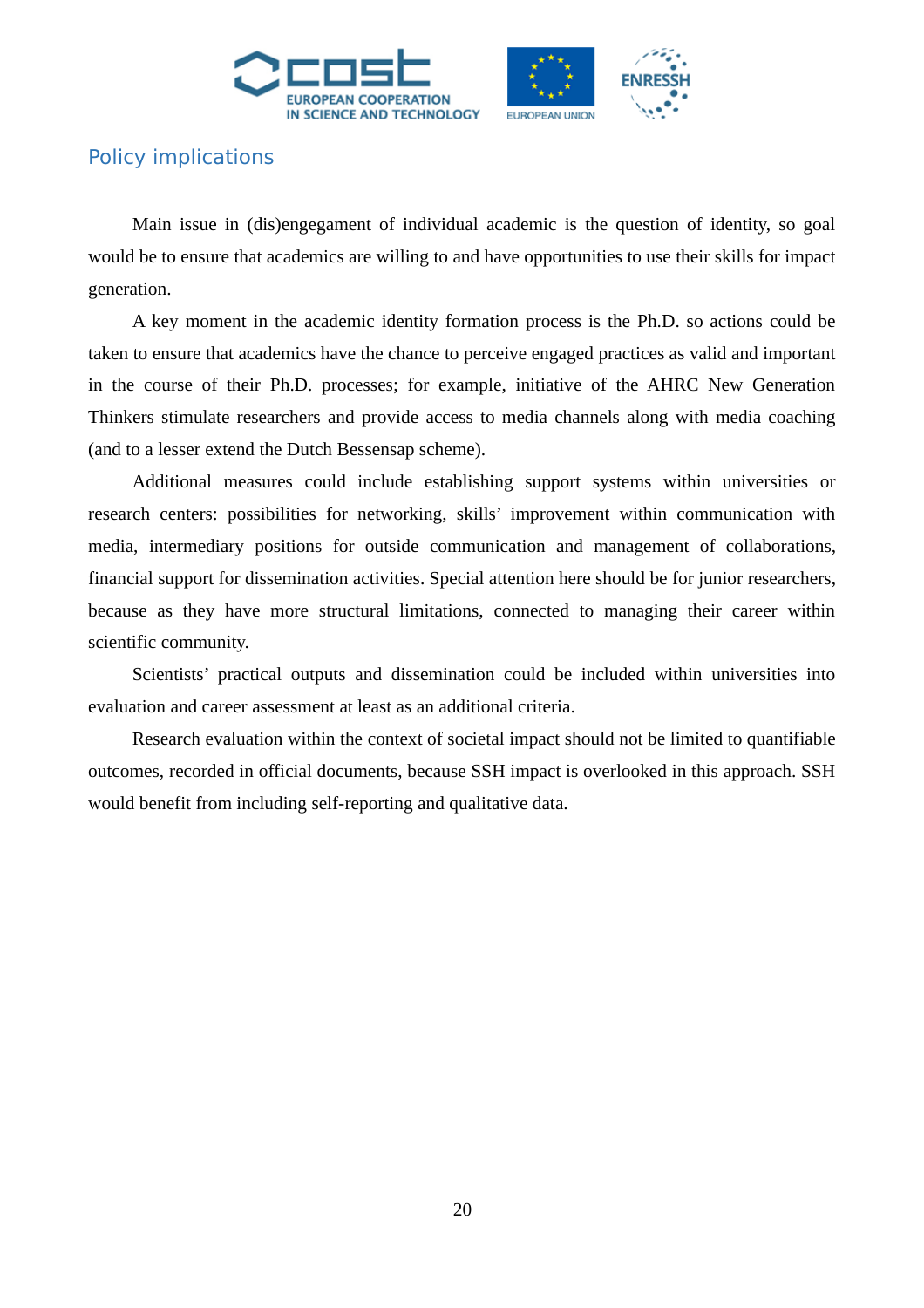## Policy implications

Main issue in (dis)engegament of individual academic is the question of identity, so goal would be to ensure that academics are willing to and have opportunities to use their skills for impact generation.

A key moment in the academic identity formation process is the Ph.D. so actions could be taken to ensure that academics have the chance to perceive engaged practices as valid and important in the course of their Ph.D. processes; for example, initiative of the AHRC New Generation Thinkers stimulate researchers and provide access to media channels along with media coaching (and to a lesser extend the Dutch Bessensap scheme).

Additional measures could include establishing support systems within universities or research centers: possibilities for networking, skills' improvement within communication with media, intermediary positions for outside communication and management of collaborations, financial support for dissemination activities. Special attention here should be for junior researchers, because as they have more structural limitations, connected to managing their career within scientific community.

Scientists' practical outputs and dissemination could be included within universities into evaluation and career assessment at least as an additional criteria.

Research evaluation within the context of societal impact should not be limited to quantifiable outcomes, recorded in official documents, because SSH impact is overlooked in this approach. SSH would benefit from including self-reporting and qualitative data.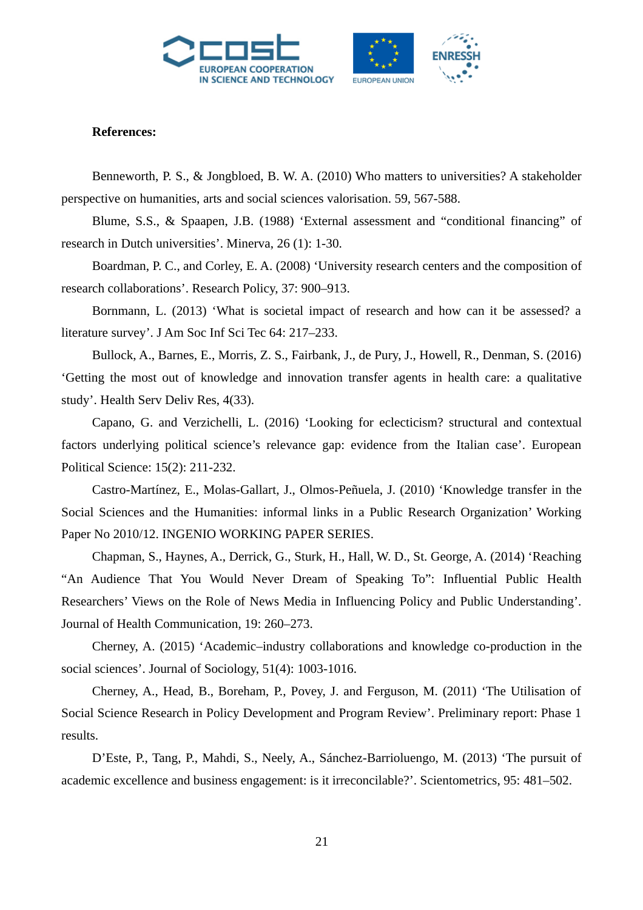**References:**

Benneworth, P. S., & Jongbloed, B. W. A. (2010) Who matters to universities? A stakeholder perspective on humanities, arts and social sciences valorisation. 59, 567-588.

Blume, S.S., & Spaapen, J.B. (1988) ‘External assessment and “conditional financing” of research in Dutch universities’. Minerva, 26 (1): 1-30.

Boardman, P. C., and Corley, E. A. (2008) ‘University research centers and the composition of research collaborations’. Research Policy, 37: 900–913.

Bornmann, L. (2013) ‘What is societal impact of research and how can it be assessed? a literature survey’. J Am Soc Inf Sci Tec 64: 217–233.

Bullock, A., Barnes, E., Morris, Z. S., Fairbank, J., de Pury, J., Howell, R., Denman, S. (2016) ‘Getting the most out of knowledge and innovation transfer agents in health care: a qualitative study’. Health Serv Deliv Res, 4(33).

Capano, G. and Verzichelli, L. (2016) ‘Looking for eclecticism? structural and contextual factors underlying political science’s relevance gap: evidence from the Italian case’. European Political Science: 15(2): 211-232.

Castro-Martínez, E., Molas-Gallart, J., Olmos-Peñuela, J. (2010) ‘Knowledge transfer in the Social Sciences and the Humanities: informal links in a Public Research Organization’ Working Paper No 2010/12. INGENIO WORKING PAPER SERIES.

Chapman, S., Haynes, A., Derrick, G., Sturk, H., Hall, W. D., St. George, A. (2014) ‘Reaching “An Audience That You Would Never Dream of Speaking To”: Influential Public Health Researchers’ Views on the Role of News Media in Influencing Policy and Public Understanding’. Journal of Health Communication, 19: 260–273.

Cherney, A. (2015) ‘Academic–industry collaborations and knowledge co-production in the social sciences’. Journal of Sociology, 51(4): 1003-1016.

Cherney, A., Head, B., Boreham, P., Povey, J. and Ferguson, M. (2011) ‘The Utilisation of Social Science Research in Policy Development and Program Review’. Preliminary report: Phase 1 results.

D’Este, P., Tang, P., Mahdi, S., Neely, A., Sánchez-Barrioluengo, M. (2013) ‘The pursuit of academic excellence and business engagement: is it irreconcilable?’. Scientometrics, 95: 481–502.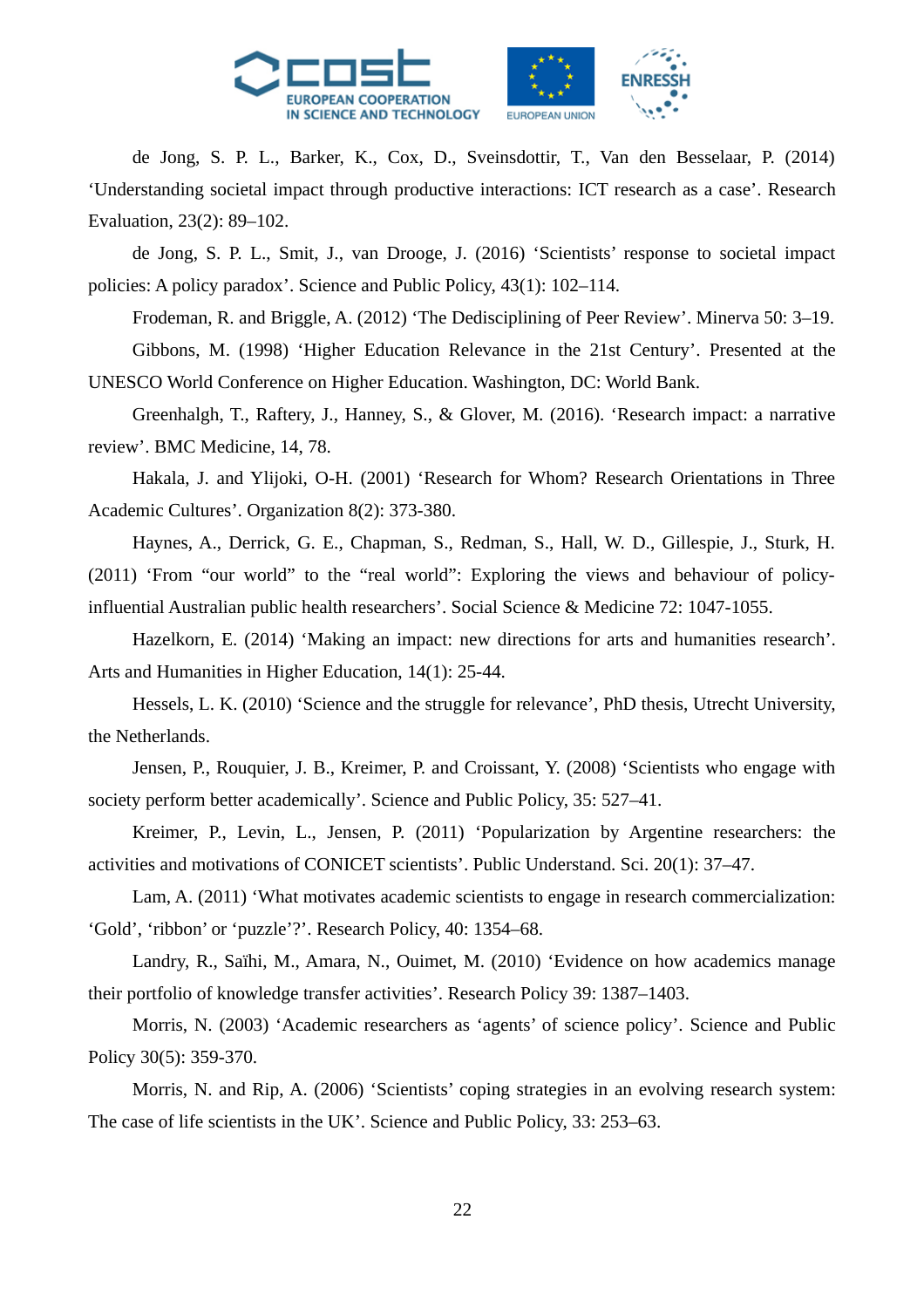de Jong, S. P. L., Barker, K., Cox, D., Sveinsdottir, T., Van den Besselaar, P. (2014) ‘Understanding societal impact through productive interactions: ICT research as a case’. Research Evaluation, 23(2): 89–102.

de Jong, S. P. L., Smit, J., van Drooge, J. (2016) ‘Scientists’ response to societal impact policies: A policy paradox’. Science and Public Policy, 43(1): 102–114.

Frodeman, R. and Briggle, A. (2012) ‘The Dedisciplining of Peer Review’. Minerva 50: 3–19.

Gibbons, M. (1998) ‘Higher Education Relevance in the 21st Century’. Presented at the UNESCO World Conference on Higher Education. Washington, DC: World Bank.

Greenhalgh, T., Raftery, J., Hanney, S., & Glover, M. (2016). ‘Research impact: a narrative review’. BMC Medicine, 14, 78.

Hakala, J. and Ylijoki, O-H. (2001) ‘Research for Whom? Research Orientations in Three Academic Cultures’. Organization 8(2): 373-380.

Haynes, A., Derrick, G. E., Chapman, S., Redman, S., Hall, W. D., Gillespie, J., Sturk, H. (2011) ‘From “our world” to the “real world”: Exploring the views and behaviour of policy-influential Australian public health researchers’. Social Science & Medicine 72: 1047-1055.

Hazelkorn, E. (2014) ‘Making an impact: new directions for arts and humanities research’. Arts and Humanities in Higher Education, 14(1): 25-44.

Hessels, L. K. (2010) ‘Science and the struggle for relevance’, PhD thesis, Utrecht University, the Netherlands.

Jensen, P., Rouquier, J. B., Kreimer, P. and Croissant, Y. (2008) ‘Scientists who engage with society perform better academically’. Science and Public Policy, 35: 527–41.

Kreimer, P., Levin, L., Jensen, P. (2011) ‘Popularization by Argentine researchers: the activities and motivations of CONICET scientists’. Public Understand. Sci. 20(1): 37–47.

Lam, A. (2011) ‘What motivates academic scientists to engage in research commercialization: ‘Gold’, ‘ribbon’ or ‘puzzle’?’. Research Policy, 40: 1354–68.

Landry, R., Saïhi, M., Amara, N., Ouimet, M. (2010) ‘Evidence on how academics manage their portfolio of knowledge transfer activities’. Research Policy 39: 1387–1403.

Morris, N. (2003) ‘Academic researchers as ‘agents’ of science policy’. Science and Public Policy 30(5): 359-370.

Morris, N. and Rip, A. (2006) ‘Scientists’ coping strategies in an evolving research system: The case of life scientists in the UK’. Science and Public Policy, 33: 253–63.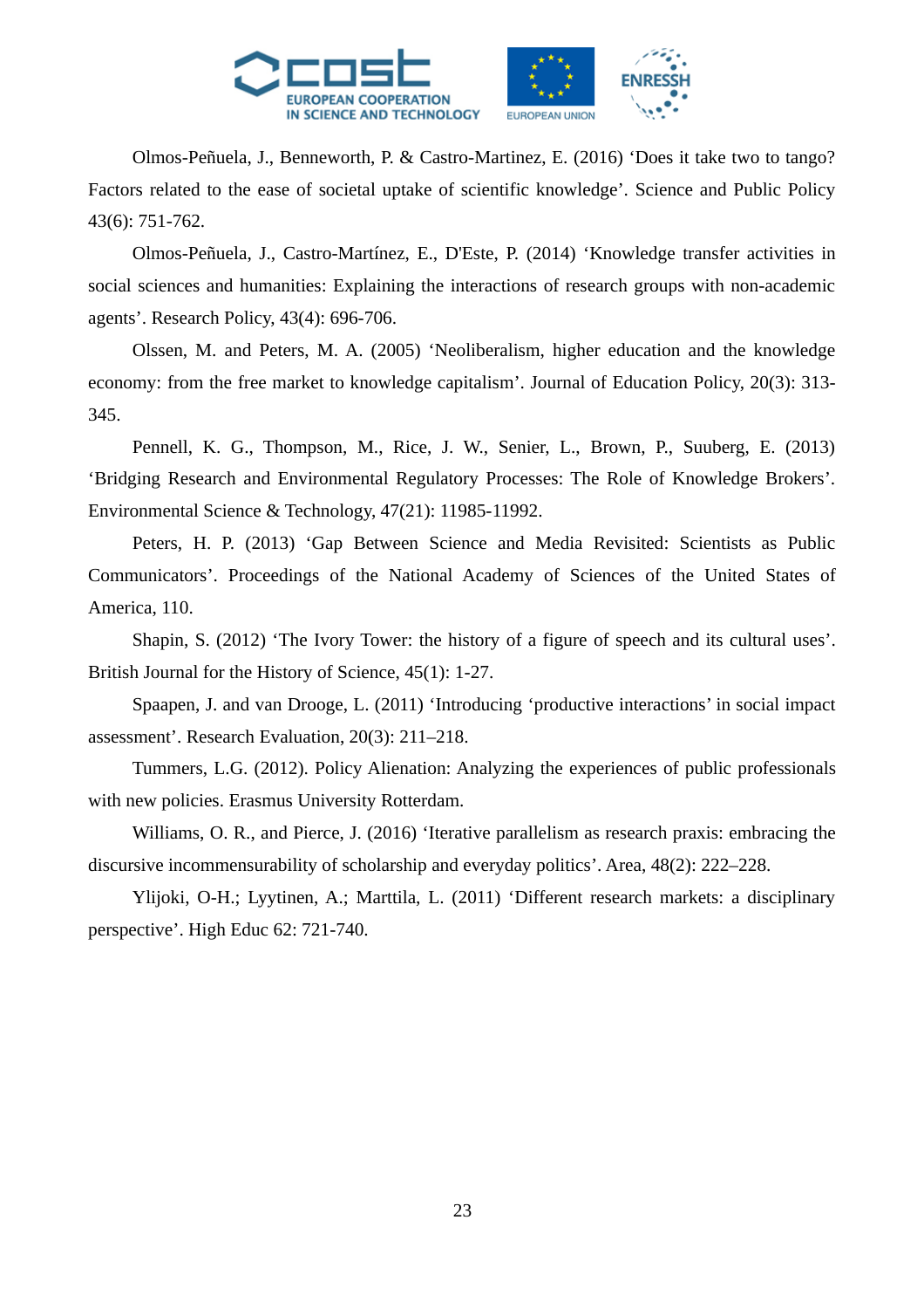Olmos-Peñuela, J., Benneworth, P. & Castro-Martinez, E. (2016) ‘Does it take two to tango? Factors related to the ease of societal uptake of scientific knowledge’. Science and Public Policy 43(6): 751-762.

Olmos-Peñuela, J., Castro-Martínez, E., D'Este, P. (2014) ‘Knowledge transfer activities in social sciences and humanities: Explaining the interactions of research groups with non-academic agents’. Research Policy, 43(4): 696-706.

Olssen, M. and Peters, M. A. (2005) ‘Neoliberalism, higher education and the knowledge economy: from the free market to knowledge capitalism’. Journal of Education Policy, 20(3): 313-345.

Pennell, K. G., Thompson, M., Rice, J. W., Senier, L., Brown, P., Suuberg, E. (2013) ‘Bridging Research and Environmental Regulatory Processes: The Role of Knowledge Brokers’. Environmental Science & Technology, 47(21): 11985-11992.

Peters, H. P. (2013) ‘Gap Between Science and Media Revisited: Scientists as Public Communicators’. Proceedings of the National Academy of Sciences of the United States of America, 110.

Shapin, S. (2012) ‘The Ivory Tower: the history of a figure of speech and its cultural uses’. British Journal for the History of Science, 45(1): 1-27.

Spaapen, J. and van Drooge, L. (2011) ‘Introducing ‘productive interactions’ in social impact assessment’. Research Evaluation, 20(3): 211–218.

Tummers, L.G. (2012). Policy Alienation: Analyzing the experiences of public professionals with new policies. Erasmus University Rotterdam.

Williams, O. R., and Pierce, J. (2016) ‘Iterative parallelism as research praxis: embracing the discursive incommensurability of scholarship and everyday politics’. Area, 48(2): 222–228.

Ylijoki, O-H.; Lyytinen, A.; Marttila, L. (2011) ‘Different research markets: a disciplinary perspective’. High Educ 62: 721-740.